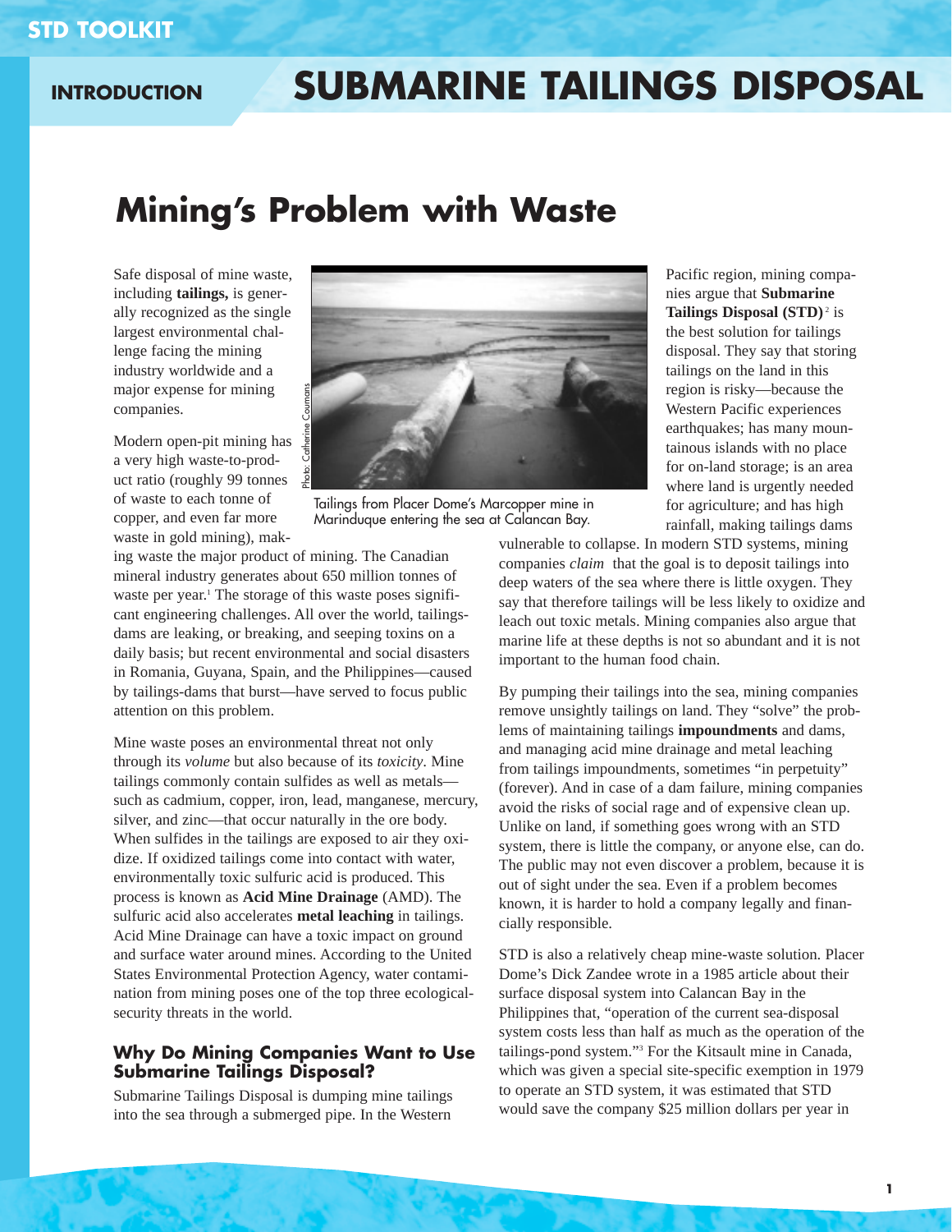# Submarine Tailings Disposal

## Mining's Problem with Waste

Safe disposal of mine waste, including **tailings,** is generally recognized as the single largest environmental challenge facing the mining industry worldwide and a major expense for mining companies.

Modern open-pit mining has a very high waste-to-product ratio (roughly 99 tonnes of waste to each tonne of copper, and even far more waste in gold mining), making waste the major product of mining. The Canadian mineral industry generates about 650 million tonnes of waste per year.[1] The storage of this waste poses significant engineering challenges. All over the world, tailings-dams are leaking, or breaking, and seeping toxins on a daily basis; but recent environmental and social disasters in Romania, Guyana, Spain, and the Philippines—caused by tailings-dams that burst—have served to focus public attention on this problem.

Photo: Catherine Coumans

Tailings from Placer Dome's Marcopper mine in Marinduque entering the sea at Calancan Bay.

Mine waste poses an environmental threat not only through its *volume* but also because of its *toxicity*. Mine tailings commonly contain sulfides as well as metals—such as cadmium, copper, iron, lead, manganese, mercury, silver, and zinc—that occur naturally in the ore body. When sulfides in the tailings are exposed to air they oxidize. If oxidized tailings come into contact with water, environmentally toxic sulfuric acid is produced. This process is known as **Acid Mine Drainage** (AMD). The sulfuric acid also accelerates **metal leaching** in tailings. Acid Mine Drainage can have a toxic impact on ground and surface water around mines. According to the United States Environmental Protection Agency, water contamination from mining poses one of the top three ecological-security threats in the world.

### Why Do Mining Companies Want to Use Submarine Tailings Disposal?

Submarine Tailings Disposal is dumping mine tailings into the sea through a submerged pipe. In the Western Pacific region, mining companies argue that **Submarine Tailings Disposal (STD)**[2] is the best solution for tailings disposal. They say that storing tailings on the land in this region is risky—because the Western Pacific experiences earthquakes; has many mountainous islands with no place for on-land storage; is an area where land is urgently needed for agriculture; and has high rainfall, making tailings dams vulnerable to collapse. In modern STD systems, mining companies *claim* that the goal is to deposit tailings into deep waters of the sea where there is little oxygen. They say that therefore tailings will be less likely to oxidize and leach out toxic metals. Mining companies also argue that marine life at these depths is not so abundant and it is not important to the human food chain.

By pumping their tailings into the sea, mining companies remove unsightly tailings on land. They "solve" the problems of maintaining tailings **impoundments** and dams, and managing acid mine drainage and metal leaching from tailings impoundments, sometimes "in perpetuity" (forever). And in case of a dam failure, mining companies avoid the risks of social rage and of expensive clean up. Unlike on land, if something goes wrong with an STD system, there is little the company, or anyone else, can do. The public may not even discover a problem, because it is out of sight under the sea. Even if a problem becomes known, it is harder to hold a company legally and financially responsible.

STD is also a relatively cheap mine-waste solution. Placer Dome's Dick Zandee wrote in a 1985 article about their surface disposal system into Calancan Bay in the Philippines that, "operation of the current sea-disposal system costs less than half as much as the operation of the tailings-pond system."[3] For the Kitsault mine in Canada, which was given a special site-specific exemption in 1979 to operate an STD system, it was estimated that STD would save the company $25 million dollars per year in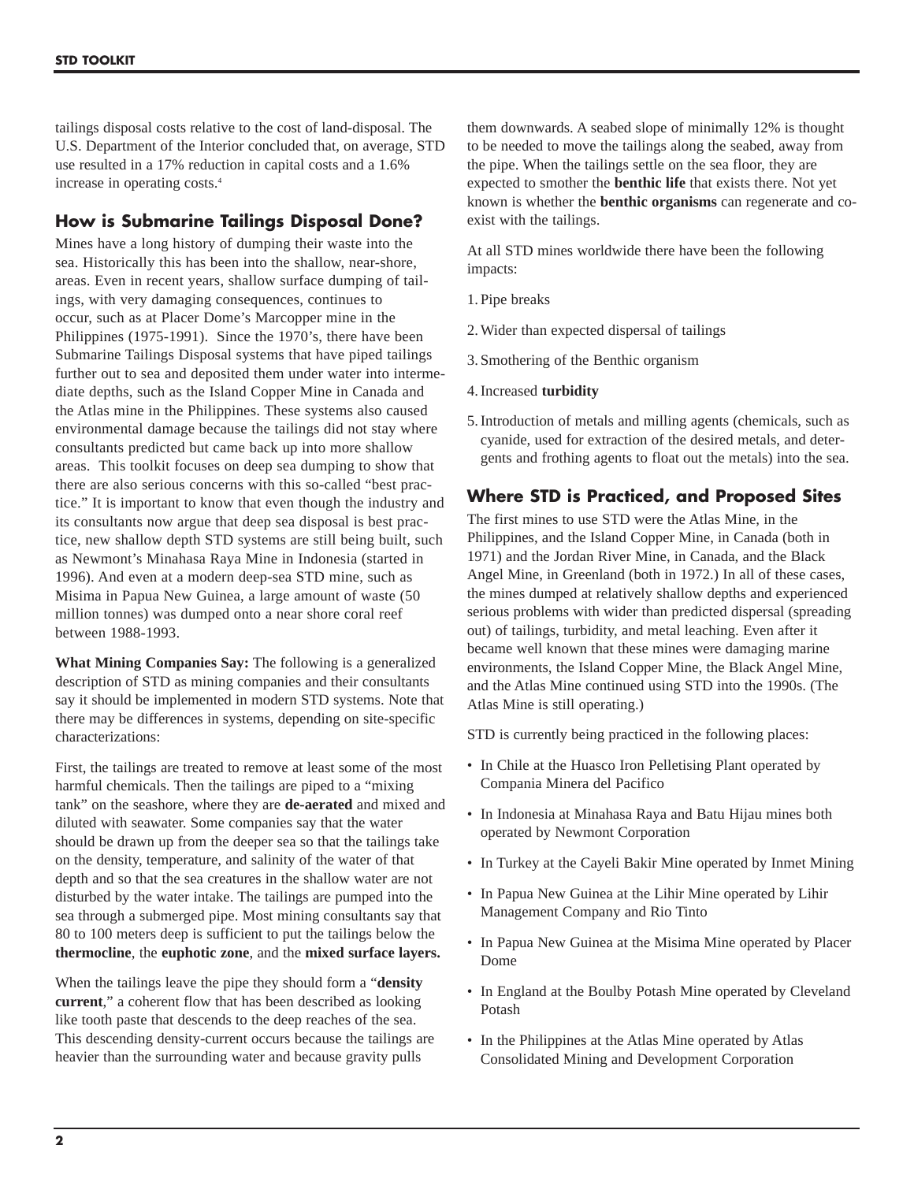tailings disposal costs relative to the cost of land-disposal. The U.S. Department of the Interior concluded that, on average, STD use resulted in a 17% reduction in capital costs and a 1.6% increase in operating costs.[4]

## How is Submarine Tailings Disposal Done?

Mines have a long history of dumping their waste into the sea. Historically this has been into the shallow, near-shore, areas. Even in recent years, shallow surface dumping of tailings, with very damaging consequences, continues to occur, such as at Placer Dome's Marcopper mine in the Philippines (1975-1991). Since the 1970's, there have been Submarine Tailings Disposal systems that have piped tailings further out to sea and deposited them under water into intermediate depths, such as the Island Copper Mine in Canada and the Atlas mine in the Philippines. These systems also caused environmental damage because the tailings did not stay where consultants predicted but came back up into more shallow areas. This toolkit focuses on deep sea dumping to show that there are also serious concerns with this so-called "best practice." It is important to know that even though the industry and its consultants now argue that deep sea disposal is best practice, new shallow depth STD systems are still being built, such as Newmont's Minahasa Raya Mine in Indonesia (started in 1996). And even at a modern deep-sea STD mine, such as Misima in Papua New Guinea, a large amount of waste (50 million tonnes) was dumped onto a near shore coral reef between 1988-1993.

**What Mining Companies Say:** The following is a generalized description of STD as mining companies and their consultants say it should be implemented in modern STD systems. Note that there may be differences in systems, depending on site-specific characterizations:

First, the tailings are treated to remove at least some of the most harmful chemicals. Then the tailings are piped to a "mixing tank" on the seashore, where they are **de-aerated** and mixed and diluted with seawater. Some companies say that the water should be drawn up from the deeper sea so that the tailings take on the density, temperature, and salinity of the water of that depth and so that the sea creatures in the shallow water are not disturbed by the water intake. The tailings are pumped into the sea through a submerged pipe. Most mining consultants say that 80 to 100 meters deep is sufficient to put the tailings below the **thermocline**, the **euphotic zone**, and the **mixed surface layers.**

When the tailings leave the pipe they should form a "**density current**," a coherent flow that has been described as looking like tooth paste that descends to the deep reaches of the sea. This descending density-current occurs because the tailings are heavier than the surrounding water and because gravity pulls them downwards. A seabed slope of minimally 12% is thought to be needed to move the tailings along the seabed, away from the pipe. When the tailings settle on the sea floor, they are expected to smother the **benthic life** that exists there. Not yet known is whether the **benthic organisms** can regenerate and co-exist with the tailings.

At all STD mines worldwide there have been the following impacts:

1. Pipe breaks
2. Wider than expected dispersal of tailings
3. Smothering of the Benthic organism
4. Increased **turbidity**
5. Introduction of metals and milling agents (chemicals, such as cyanide, used for extraction of the desired metals, and detergents and frothing agents to float out the metals) into the sea.

## Where STD is Practiced, and Proposed Sites

The first mines to use STD were the Atlas Mine, in the Philippines, and the Island Copper Mine, in Canada (both in 1971) and the Jordan River Mine, in Canada, and the Black Angel Mine, in Greenland (both in 1972.) In all of these cases, the mines dumped at relatively shallow depths and experienced serious problems with wider than predicted dispersal (spreading out) of tailings, turbidity, and metal leaching. Even after it became well known that these mines were damaging marine environments, the Island Copper Mine, the Black Angel Mine, and the Atlas Mine continued using STD into the 1990s. (The Atlas Mine is still operating.)

STD is currently being practiced in the following places:

- In Chile at the Huasco Iron Pelletising Plant operated by Compania Minera del Pacifico
- In Indonesia at Minahasa Raya and Batu Hijau mines both operated by Newmont Corporation
- In Turkey at the Cayeli Bakir Mine operated by Inmet Mining
- In Papua New Guinea at the Lihir Mine operated by Lihir Management Company and Rio Tinto
- In Papua New Guinea at the Misima Mine operated by Placer Dome
- In England at the Boulby Potash Mine operated by Cleveland Potash
- In the Philippines at the Atlas Mine operated by Atlas Consolidated Mining and Development Corporation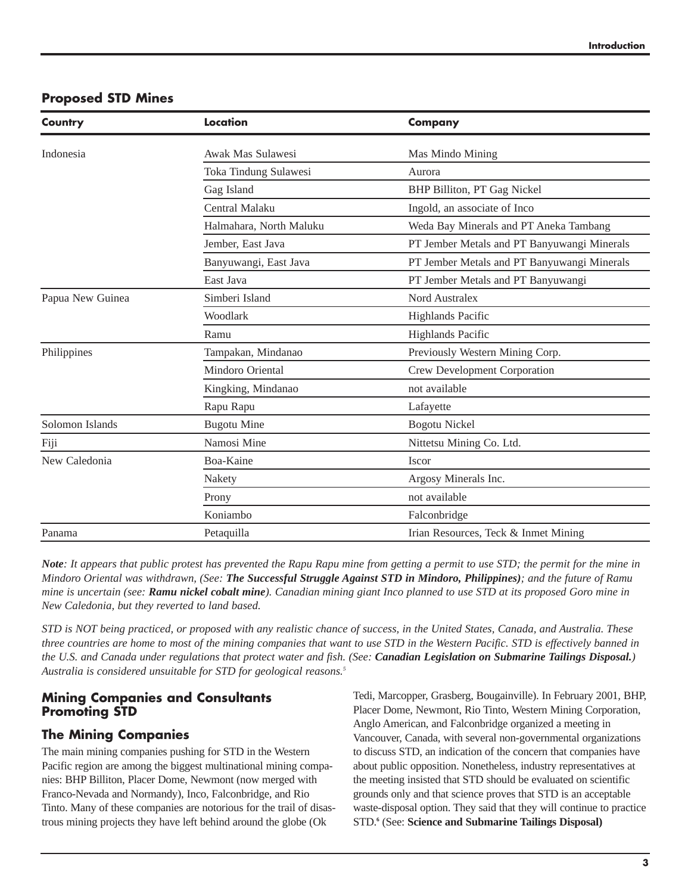## Proposed STD Mines

| Country | Location | Company |
|---|---|---|
| Indonesia | Awak Mas Sulawesi | Mas Mindo Mining |
| | Toka Tindung Sulawesi | Aurora |
| | Gag Island | BHP Billiton, PT Gag Nickel |
| | Central Malaku | Ingold, an associate of Inco |
| | Halmahara, North Maluku | Weda Bay Minerals and PT Aneka Tambang |
| | Jember, East Java | PT Jember Metals and PT Banyuwangi Minerals |
| | Banyuwangi, East Java | PT Jember Metals and PT Banyuwangi Minerals |
| | East Java | PT Jember Metals and PT Banyuwangi |
| Papua New Guinea | Simberi Island | Nord Australex |
| | Woodlark | Highlands Pacific |
| | Ramu | Highlands Pacific |
| Philippines | Tampakan, Mindanao | Previously Western Mining Corp. |
| | Mindoro Oriental | Crew Development Corporation |
| | Kingking, Mindanao | not available |
| | Rapu Rapu | Lafayette |
| Solomon Islands | Bugotu Mine | Bogotu Nickel |
| Fiji | Namosi Mine | Nittetsu Mining Co. Ltd. |
| New Caledonia | Boa-Kaine | Iscor |
| | Nakety | Argosy Minerals Inc. |
| | Prony | not available |
| | Koniambo | Falconbridge |
| Panama | Petaquilla | Irian Resources, Teck & Inmet Mining |

***Note**: It appears that public protest has prevented the Rapu Rapu mine from getting a permit to use STD; the permit for the mine in Mindoro Oriental was withdrawn, (See: **The Successful Struggle Against STD in Mindoro, Philippines)**; and the future of Ramu mine is uncertain (see: **Ramu nickel cobalt mine**). Canadian mining giant Inco planned to use STD at its proposed Goro mine in New Caledonia, but they reverted to land based.*

*STD is NOT being practiced, or proposed with any realistic chance of success, in the United States, Canada, and Australia. These three countries are home to most of the mining companies that want to use STD in the Western Pacific. STD is effectively banned in the U.S. and Canada under regulations that protect water and fish. (See: **Canadian Legislation on Submarine Tailings Disposal.**) Australia is considered unsuitable for STD for geological reasons.[5]*

## Mining Companies and Consultants Promoting STD

### The Mining Companies

The main mining companies pushing for STD in the Western Pacific region are among the biggest multinational mining companies: BHP Billiton, Placer Dome, Newmont (now merged with Franco-Nevada and Normandy), Inco, Falconbridge, and Rio Tinto. Many of these companies are notorious for the trail of disastrous mining projects they have left behind around the globe (Ok Tedi, Marcopper, Grasberg, Bougainville). In February 2001, BHP, Placer Dome, Newmont, Rio Tinto, Western Mining Corporation, Anglo American, and Falconbridge organized a meeting in Vancouver, Canada, with several non-governmental organizations to discuss STD, an indication of the concern that companies have about public opposition. Nonetheless, industry representatives at the meeting insisted that STD should be evaluated on scientific grounds only and that science proves that STD is an acceptable waste-disposal option. They said that they will continue to practice STD.[6] (See: **Science and Submarine Tailings Disposal)**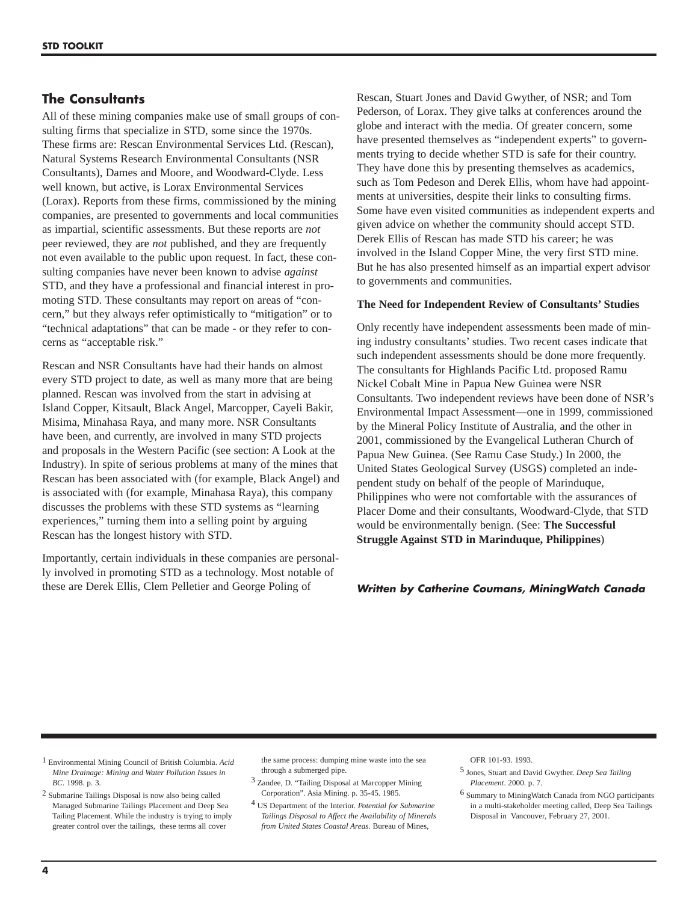## The Consultants

All of these mining companies make use of small groups of consulting firms that specialize in STD, some since the 1970s. These firms are: Rescan Environmental Services Ltd. (Rescan), Natural Systems Research Environmental Consultants (NSR Consultants), Dames and Moore, and Woodward-Clyde. Less well known, but active, is Lorax Environmental Services (Lorax). Reports from these firms, commissioned by the mining companies, are presented to governments and local communities as impartial, scientific assessments. But these reports are *not* peer reviewed, they are *not* published, and they are frequently not even available to the public upon request. In fact, these consulting companies have never been known to advise *against* STD, and they have a professional and financial interest in promoting STD. These consultants may report on areas of "concern," but they always refer optimistically to "mitigation" or to "technical adaptations" that can be made - or they refer to concerns as "acceptable risk."

Rescan and NSR Consultants have had their hands on almost every STD project to date, as well as many more that are being planned. Rescan was involved from the start in advising at Island Copper, Kitsault, Black Angel, Marcopper, Cayeli Bakir, Misima, Minahasa Raya, and many more. NSR Consultants have been, and currently, are involved in many STD projects and proposals in the Western Pacific (see section: A Look at the Industry). In spite of serious problems at many of the mines that Rescan has been associated with (for example, Black Angel) and is associated with (for example, Minahasa Raya), this company discusses the problems with these STD systems as "learning experiences," turning them into a selling point by arguing Rescan has the longest history with STD.

Importantly, certain individuals in these companies are personally involved in promoting STD as a technology. Most notable of these are Derek Ellis, Clem Pelletier and George Poling of Rescan, Stuart Jones and David Gwyther, of NSR; and Tom Pederson, of Lorax. They give talks at conferences around the globe and interact with the media. Of greater concern, some have presented themselves as "independent experts" to governments trying to decide whether STD is safe for their country. They have done this by presenting themselves as academics, such as Tom Pedeson and Derek Ellis, whom have had appointments at universities, despite their links to consulting firms. Some have even visited communities as independent experts and given advice on whether the community should accept STD. Derek Ellis of Rescan has made STD his career; he was involved in the Island Copper Mine, the very first STD mine. But he has also presented himself as an impartial expert advisor to governments and communities.

**The Need for Independent Review of Consultants' Studies**

Only recently have independent assessments been made of mining industry consultants' studies. Two recent cases indicate that such independent assessments should be done more frequently. The consultants for Highlands Pacific Ltd. proposed Ramu Nickel Cobalt Mine in Papua New Guinea were NSR Consultants. Two independent reviews have been done of NSR's Environmental Impact Assessment—one in 1999, commissioned by the Mineral Policy Institute of Australia, and the other in 2001, commissioned by the Evangelical Lutheran Church of Papua New Guinea. (See Ramu Case Study.) In 2000, the United States Geological Survey (USGS) completed an independent study on behalf of the people of Marinduque, Philippines who were not comfortable with the assurances of Placer Dome and their consultants, Woodward-Clyde, that STD would be environmentally benign. (See: **The Successful Struggle Against STD in Marinduque, Philippines**)

***Written by Catherine Coumans, MiningWatch Canada***

---

[1] Environmental Mining Council of British Columbia. *Acid Mine Drainage: Mining and Water Pollution Issues in BC*. 1998. p. 3.

[2] Submarine Tailings Disposal is now also being called Managed Submarine Tailings Placement and Deep Sea Tailing Placement. While the industry is trying to imply greater control over the tailings, these terms all cover the same process: dumping mine waste into the sea through a submerged pipe.

[3] Zandee, D. "Tailing Disposal at Marcopper Mining Corporation". Asia Mining. p. 35-45. 1985.

[4] US Department of the Interior. *Potential for Submarine Tailings Disposal to Affect the Availability of Minerals from United States Coastal Areas.* Bureau of Mines, OFR 101-93. 1993.

[5] Jones, Stuart and David Gwyther. *Deep Sea Tailing Placement*. 2000. p. 7.

[6] Summary to MiningWatch Canada from NGO participants in a multi-stakeholder meeting called, Deep Sea Tailings Disposal in Vancouver, February 27, 2001.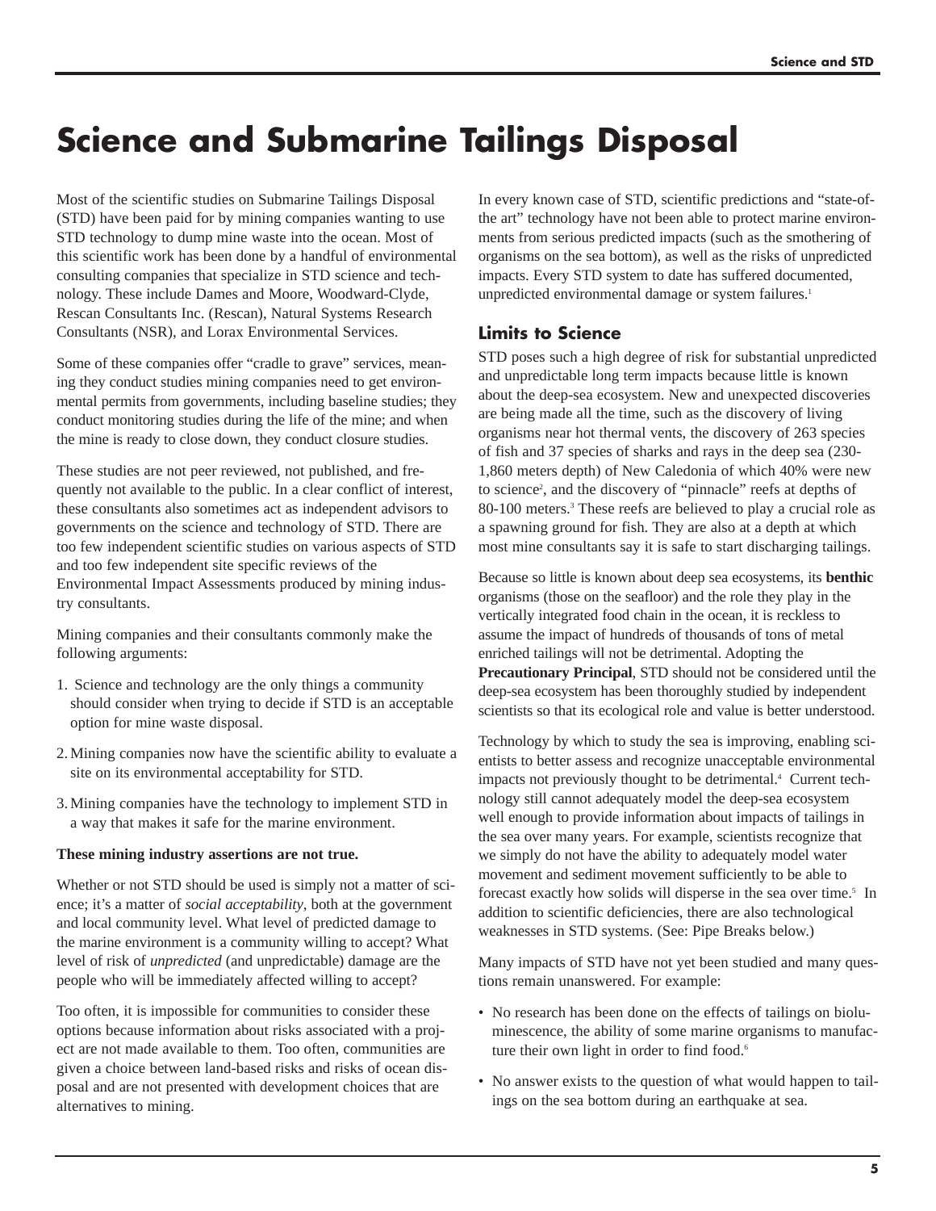# Science and Submarine Tailings Disposal

Most of the scientific studies on Submarine Tailings Disposal (STD) have been paid for by mining companies wanting to use STD technology to dump mine waste into the ocean. Most of this scientific work has been done by a handful of environmental consulting companies that specialize in STD science and technology. These include Dames and Moore, Woodward-Clyde, Rescan Consultants Inc. (Rescan), Natural Systems Research Consultants (NSR), and Lorax Environmental Services.

Some of these companies offer "cradle to grave" services, meaning they conduct studies mining companies need to get environmental permits from governments, including baseline studies; they conduct monitoring studies during the life of the mine; and when the mine is ready to close down, they conduct closure studies.

These studies are not peer reviewed, not published, and frequently not available to the public. In a clear conflict of interest, these consultants also sometimes act as independent advisors to governments on the science and technology of STD. There are too few independent scientific studies on various aspects of STD and too few independent site specific reviews of the Environmental Impact Assessments produced by mining industry consultants.

Mining companies and their consultants commonly make the following arguments:

1. Science and technology are the only things a community should consider when trying to decide if STD is an acceptable option for mine waste disposal.
2. Mining companies now have the scientific ability to evaluate a site on its environmental acceptability for STD.
3. Mining companies have the technology to implement STD in a way that makes it safe for the marine environment.

**These mining industry assertions are not true.**

Whether or not STD should be used is simply not a matter of science; it's a matter of *social acceptability*, both at the government and local community level. What level of predicted damage to the marine environment is a community willing to accept? What level of risk of *unpredicted* (and unpredictable) damage are the people who will be immediately affected willing to accept?

Too often, it is impossible for communities to consider these options because information about risks associated with a project are not made available to them. Too often, communities are given a choice between land-based risks and risks of ocean disposal and are not presented with development choices that are alternatives to mining.

In every known case of STD, scientific predictions and "state-of-the art" technology have not been able to protect marine environments from serious predicted impacts (such as the smothering of organisms on the sea bottom), as well as the risks of unpredicted impacts. Every STD system to date has suffered documented, unpredicted environmental damage or system failures.[1]

## Limits to Science

STD poses such a high degree of risk for substantial unpredicted and unpredictable long term impacts because little is known about the deep-sea ecosystem. New and unexpected discoveries are being made all the time, such as the discovery of living organisms near hot thermal vents, the discovery of 263 species of fish and 37 species of sharks and rays in the deep sea (230-1,860 meters depth) of New Caledonia of which 40% were new to science[2], and the discovery of "pinnacle" reefs at depths of 80-100 meters.[3] These reefs are believed to play a crucial role as a spawning ground for fish. They are also at a depth at which most mine consultants say it is safe to start discharging tailings.

Because so little is known about deep sea ecosystems, its **benthic** organisms (those on the seafloor) and the role they play in the vertically integrated food chain in the ocean, it is reckless to assume the impact of hundreds of thousands of tons of metal enriched tailings will not be detrimental. Adopting the **Precautionary Principal**, STD should not be considered until the deep-sea ecosystem has been thoroughly studied by independent scientists so that its ecological role and value is better understood.

Technology by which to study the sea is improving, enabling scientists to better assess and recognize unacceptable environmental impacts not previously thought to be detrimental.[4] Current technology still cannot adequately model the deep-sea ecosystem well enough to provide information about impacts of tailings in the sea over many years. For example, scientists recognize that we simply do not have the ability to adequately model water movement and sediment movement sufficiently to be able to forecast exactly how solids will disperse in the sea over time.[5] In addition to scientific deficiencies, there are also technological weaknesses in STD systems. (See: Pipe Breaks below.)

Many impacts of STD have not yet been studied and many questions remain unanswered. For example:

- No research has been done on the effects of tailings on bioluminescence, the ability of some marine organisms to manufacture their own light in order to find food.[6]
- No answer exists to the question of what would happen to tailings on the sea bottom during an earthquake at sea.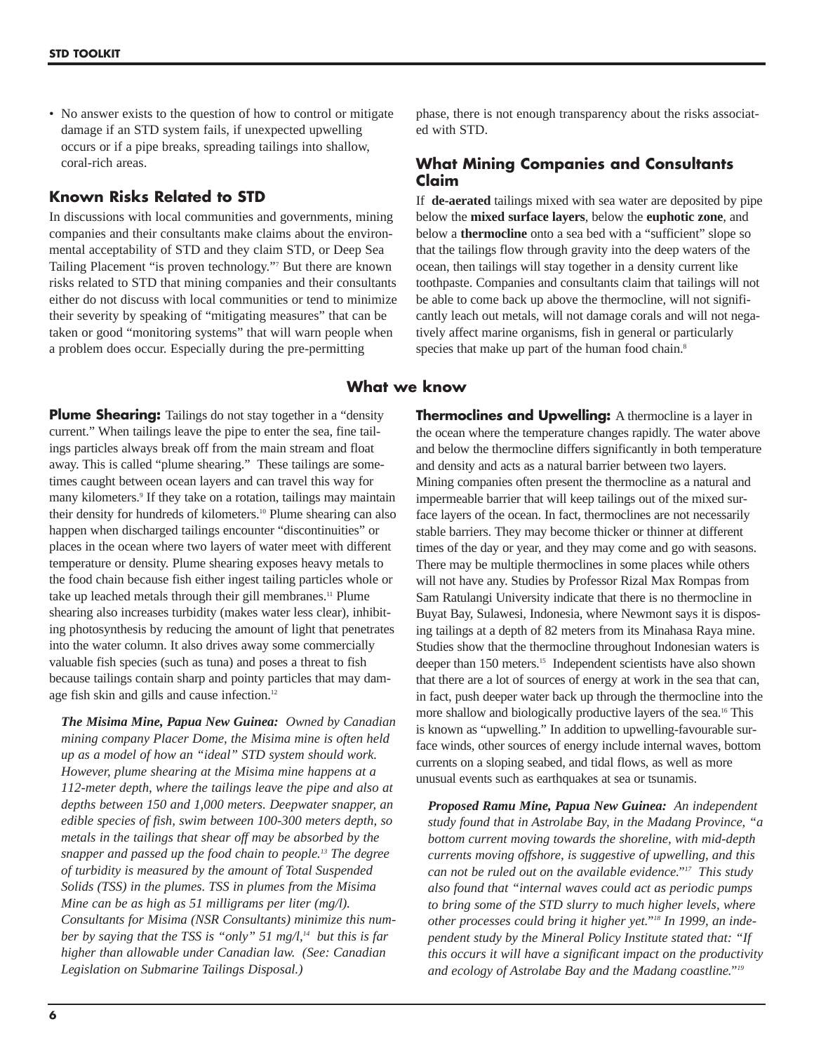- No answer exists to the question of how to control or mitigate damage if an STD system fails, if unexpected upwelling occurs or if a pipe breaks, spreading tailings into shallow, coral-rich areas.

## Known Risks Related to STD

In discussions with local communities and governments, mining companies and their consultants make claims about the environmental acceptability of STD and they claim STD, or Deep Sea Tailing Placement "is proven technology."[7] But there are known risks related to STD that mining companies and their consultants either do not discuss with local communities or tend to minimize their severity by speaking of "mitigating measures" that can be taken or good "monitoring systems" that will warn people when a problem does occur. Especially during the pre-permitting phase, there is not enough transparency about the risks associated with STD.

## What Mining Companies and Consultants Claim

If **de-aerated** tailings mixed with sea water are deposited by pipe below the **mixed surface layers**, below the **euphotic zone**, and below a **thermocline** onto a sea bed with a "sufficient" slope so that the tailings flow through gravity into the deep waters of the ocean, then tailings will stay together in a density current like toothpaste. Companies and consultants claim that tailings will not be able to come back up above the thermocline, will not significantly leach out metals, will not damage corals and will not negatively affect marine organisms, fish in general or particularly species that make up part of the human food chain.[8]

## What we know

**Plume Shearing:** Tailings do not stay together in a "density current." When tailings leave the pipe to enter the sea, fine tailings particles always break off from the main stream and float away. This is called "plume shearing." These tailings are sometimes caught between ocean layers and can travel this way for many kilometers.[9] If they take on a rotation, tailings may maintain their density for hundreds of kilometers.[10] Plume shearing can also happen when discharged tailings encounter "discontinuities" or places in the ocean where two layers of water meet with different temperature or density. Plume shearing exposes heavy metals to the food chain because fish either ingest tailing particles whole or take up leached metals through their gill membranes.[11] Plume shearing also increases turbidity (makes water less clear), inhibiting photosynthesis by reducing the amount of light that penetrates into the water column. It also drives away some commercially valuable fish species (such as tuna) and poses a threat to fish because tailings contain sharp and pointy particles that may damage fish skin and gills and cause infection.[12]

***The Misima Mine, Papua New Guinea:*** *Owned by Canadian mining company Placer Dome, the Misima mine is often held up as a model of how an "ideal" STD system should work. However, plume shearing at the Misima mine happens at a 112-meter depth, where the tailings leave the pipe and also at depths between 150 and 1,000 meters. Deepwater snapper, an edible species of fish, swim between 100-300 meters depth, so metals in the tailings that shear off may be absorbed by the snapper and passed up the food chain to people.[13] The degree of turbidity is measured by the amount of Total Suspended Solids (TSS) in the plumes. TSS in plumes from the Misima Mine can be as high as 51 milligrams per liter (mg/l). Consultants for Misima (NSR Consultants) minimize this number by saying that the TSS is "only" 51 mg/l,[14] but this is far higher than allowable under Canadian law. (See: Canadian Legislation on Submarine Tailings Disposal.)*

**Thermoclines and Upwelling:** A thermocline is a layer in the ocean where the temperature changes rapidly. The water above and below the thermocline differs significantly in both temperature and density and acts as a natural barrier between two layers. Mining companies often present the thermocline as a natural and impermeable barrier that will keep tailings out of the mixed surface layers of the ocean. In fact, thermoclines are not necessarily stable barriers. They may become thicker or thinner at different times of the day or year, and they may come and go with seasons. There may be multiple thermoclines in some places while others will not have any. Studies by Professor Rizal Max Rompas from Sam Ratulangi University indicate that there is no thermocline in Buyat Bay, Sulawesi, Indonesia, where Newmont says it is disposing tailings at a depth of 82 meters from its Minahasa Raya mine. Studies show that the thermocline throughout Indonesian waters is deeper than 150 meters.[15] Independent scientists have also shown that there are a lot of sources of energy at work in the sea that can, in fact, push deeper water back up through the thermocline into the more shallow and biologically productive layers of the sea.[16] This is known as "upwelling." In addition to upwelling-favourable surface winds, other sources of energy include internal waves, bottom currents on a sloping seabed, and tidal flows, as well as more unusual events such as earthquakes at sea or tsunamis.

***Proposed Ramu Mine, Papua New Guinea:*** *An independent study found that in Astrolabe Bay, in the Madang Province, "a bottom current moving towards the shoreline, with mid-depth currents moving offshore, is suggestive of upwelling, and this can not be ruled out on the available evidence."[17] This study also found that "internal waves could act as periodic pumps to bring some of the STD slurry to much higher levels, where other processes could bring it higher yet."[18] In 1999, an independent study by the Mineral Policy Institute stated that: "If this occurs it will have a significant impact on the productivity and ecology of Astrolabe Bay and the Madang coastline."[19]*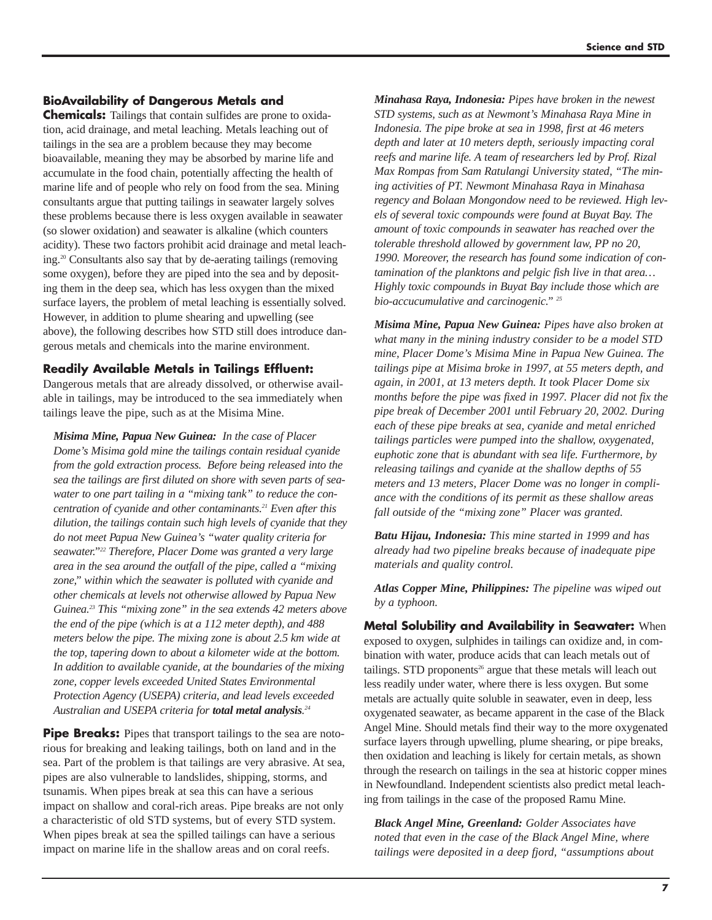**BioAvailability of Dangerous Metals and Chemicals:** Tailings that contain sulfides are prone to oxidation, acid drainage, and metal leaching. Metals leaching out of tailings in the sea are a problem because they may become bioavailable, meaning they may be absorbed by marine life and accumulate in the food chain, potentially affecting the health of marine life and of people who rely on food from the sea. Mining consultants argue that putting tailings in seawater largely solves these problems because there is less oxygen available in seawater (so slower oxidation) and seawater is alkaline (which counters acidity). These two factors prohibit acid drainage and metal leaching.[20] Consultants also say that by de-aerating tailings (removing some oxygen), before they are piped into the sea and by depositing them in the deep sea, which has less oxygen than the mixed surface layers, the problem of metal leaching is essentially solved. However, in addition to plume shearing and upwelling (see above), the following describes how STD still does introduce dangerous metals and chemicals into the marine environment.

**Readily Available Metals in Tailings Effluent:** Dangerous metals that are already dissolved, or otherwise available in tailings, may be introduced to the sea immediately when tailings leave the pipe, such as at the Misima Mine.

> ***Misima Mine, Papua New Guinea:*** *In the case of Placer Dome's Misima gold mine the tailings contain residual cyanide from the gold extraction process. Before being released into the sea the tailings are first diluted on shore with seven parts of seawater to one part tailing in a "mixing tank" to reduce the concentration of cyanide and other contaminants.[21] Even after this dilution, the tailings contain such high levels of cyanide that they do not meet Papua New Guinea's "water quality criteria for seawater."[22] Therefore, Placer Dome was granted a very large area in the sea around the outfall of the pipe, called a "mixing zone," within which the seawater is polluted with cyanide and other chemicals at levels not otherwise allowed by Papua New Guinea.[23] This "mixing zone" in the sea extends 42 meters above the end of the pipe (which is at a 112 meter depth), and 488 meters below the pipe. The mixing zone is about 2.5 km wide at the top, tapering down to about a kilometer wide at the bottom. In addition to available cyanide, at the boundaries of the mixing zone, copper levels exceeded United States Environmental Protection Agency (USEPA) criteria, and lead levels exceeded Australian and USEPA criteria for* ***total metal analysis****.[24]*

**Pipe Breaks:** Pipes that transport tailings to the sea are notorious for breaking and leaking tailings, both on land and in the sea. Part of the problem is that tailings are very abrasive. At sea, pipes are also vulnerable to landslides, shipping, storms, and tsunamis. When pipes break at sea this can have a serious impact on shallow and coral-rich areas. Pipe breaks are not only a characteristic of old STD systems, but of every STD system. When pipes break at sea the spilled tailings can have a serious impact on marine life in the shallow areas and on coral reefs.

> ***Minahasa Raya, Indonesia:*** *Pipes have broken in the newest STD systems, such as at Newmont's Minahasa Raya Mine in Indonesia. The pipe broke at sea in 1998, first at 46 meters depth and later at 10 meters depth, seriously impacting coral reefs and marine life. A team of researchers led by Prof. Rizal Max Rompas from Sam Ratulangi University stated, "The mining activities of PT. Newmont Minahasa Raya in Minahasa regency and Bolaan Mongondow need to be reviewed. High levels of several toxic compounds were found at Buyat Bay. The amount of toxic compounds in seawater has reached over the tolerable threshold allowed by government law, PP no 20, 1990. Moreover, the research has found some indication of contamination of the planktons and pelgic fish live in that area… Highly toxic compounds in Buyat Bay include those which are bio-accucumulative and carcinogenic." [25]*

> ***Misima Mine, Papua New Guinea:*** *Pipes have also broken at what many in the mining industry consider to be a model STD mine, Placer Dome's Misima Mine in Papua New Guinea. The tailings pipe at Misima broke in 1997, at 55 meters depth, and again, in 2001, at 13 meters depth. It took Placer Dome six months before the pipe was fixed in 1997. Placer did not fix the pipe break of December 2001 until February 20, 2002. During each of these pipe breaks at sea, cyanide and metal enriched tailings particles were pumped into the shallow, oxygenated, euphotic zone that is abundant with sea life. Furthermore, by releasing tailings and cyanide at the shallow depths of 55 meters and 13 meters, Placer Dome was no longer in compliance with the conditions of its permit as these shallow areas fall outside of the "mixing zone" Placer was granted.*

> ***Batu Hijau, Indonesia:*** *This mine started in 1999 and has already had two pipeline breaks because of inadequate pipe materials and quality control.*

> ***Atlas Copper Mine, Philippines:*** *The pipeline was wiped out by a typhoon.*

**Metal Solubility and Availability in Seawater:** When exposed to oxygen, sulphides in tailings can oxidize and, in combination with water, produce acids that can leach metals out of tailings. STD proponents[26] argue that these metals will leach out less readily under water, where there is less oxygen. But some metals are actually quite soluble in seawater, even in deep, less oxygenated seawater, as became apparent in the case of the Black Angel Mine. Should metals find their way to the more oxygenated surface layers through upwelling, plume shearing, or pipe breaks, then oxidation and leaching is likely for certain metals, as shown through the research on tailings in the sea at historic copper mines in Newfoundland. Independent scientists also predict metal leaching from tailings in the case of the proposed Ramu Mine.

> ***Black Angel Mine, Greenland:*** *Golder Associates have noted that even in the case of the Black Angel Mine, where tailings were deposited in a deep fjord, "assumptions about*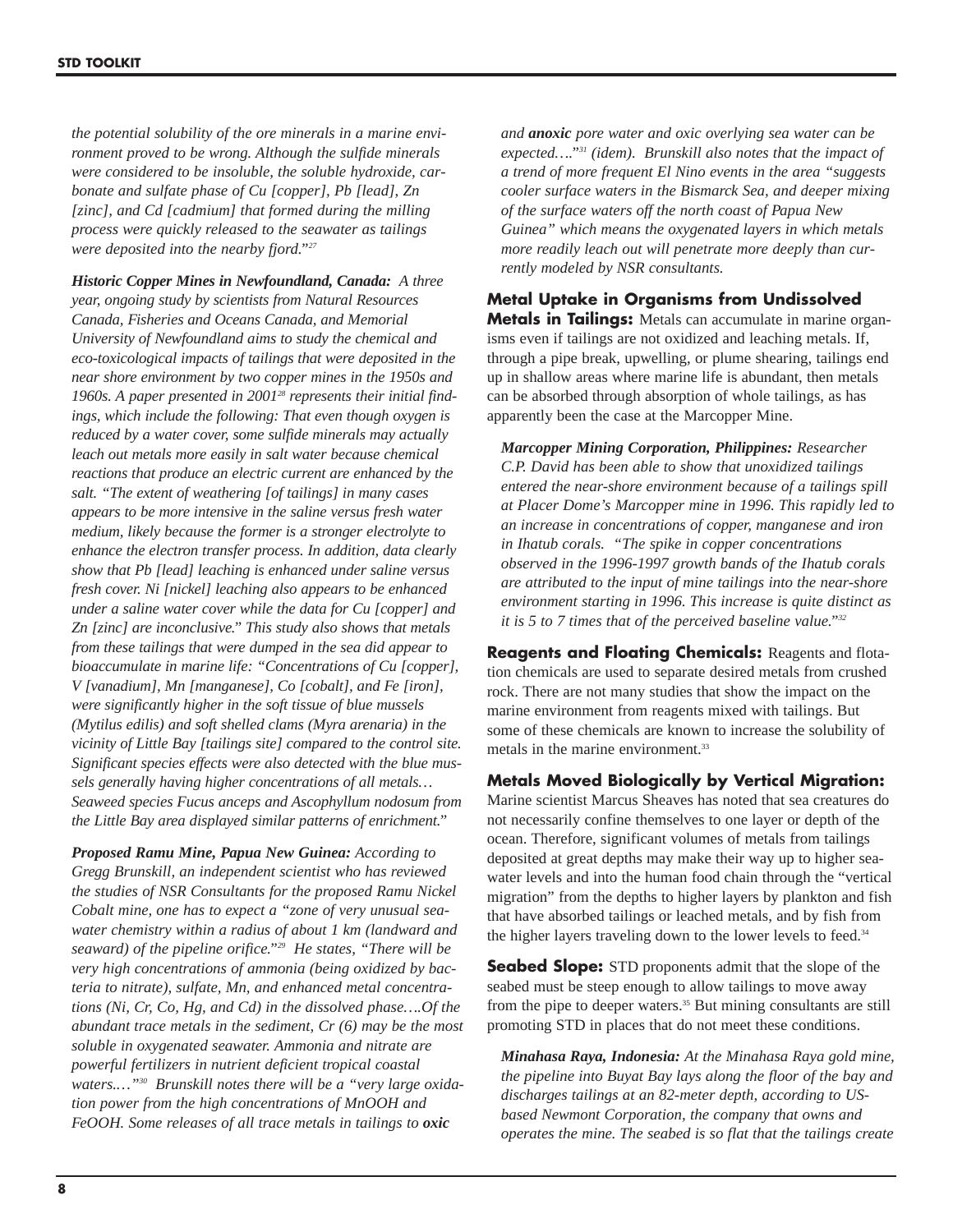*the potential solubility of the ore minerals in a marine environment proved to be wrong. Although the sulfide minerals were considered to be insoluble, the soluble hydroxide, carbonate and sulfate phase of Cu [copper], Pb [lead], Zn [zinc], and Cd [cadmium] that formed during the milling process were quickly released to the seawater as tailings were deposited into the nearby fjord."*[27]

***Historic Copper Mines in Newfoundland, Canada:*** *A three year, ongoing study by scientists from Natural Resources Canada, Fisheries and Oceans Canada, and Memorial University of Newfoundland aims to study the chemical and eco-toxicological impacts of tailings that were deposited in the near shore environment by two copper mines in the 1950s and 1960s. A paper presented in 2001*[28] *represents their initial findings, which include the following: That even though oxygen is reduced by a water cover, some sulfide minerals may actually leach out metals more easily in salt water because chemical reactions that produce an electric current are enhanced by the salt. "The extent of weathering [of tailings] in many cases appears to be more intensive in the saline versus fresh water medium, likely because the former is a stronger electrolyte to enhance the electron transfer process. In addition, data clearly show that Pb [lead] leaching is enhanced under saline versus fresh cover. Ni [nickel] leaching also appears to be enhanced under a saline water cover while the data for Cu [copper] and Zn [zinc] are inconclusive." This study also shows that metals from these tailings that were dumped in the sea did appear to bioaccumulate in marine life: "Concentrations of Cu [copper], V [vanadium], Mn [manganese], Co [cobalt], and Fe [iron], were significantly higher in the soft tissue of blue mussels (Mytilus edilis) and soft shelled clams (Myra arenaria) in the vicinity of Little Bay [tailings site] compared to the control site. Significant species effects were also detected with the blue mussels generally having higher concentrations of all metals… Seaweed species Fucus anceps and Ascophyllum nodosum from the Little Bay area displayed similar patterns of enrichment."*

***Proposed Ramu Mine, Papua New Guinea:*** *According to Gregg Brunskill, an independent scientist who has reviewed the studies of NSR Consultants for the proposed Ramu Nickel Cobalt mine, one has to expect a "zone of very unusual seawater chemistry within a radius of about 1 km (landward and seaward) of the pipeline orifice."*[29] *He states, "There will be very high concentrations of ammonia (being oxidized by bacteria to nitrate), sulfate, Mn, and enhanced metal concentrations (Ni, Cr, Co, Hg, and Cd) in the dissolved phase….Of the abundant trace metals in the sediment, Cr (6) may be the most soluble in oxygenated seawater. Ammonia and nitrate are powerful fertilizers in nutrient deficient tropical coastal waters.…"*[30] *Brunskill notes there will be a "very large oxidation power from the high concentrations of MnOOH and FeOOH. Some releases of all trace metals in tailings to* ***oxic*** *and* ***anoxic*** *pore water and oxic overlying sea water can be expected…."*[31] *(idem). Brunskill also notes that the impact of a trend of more frequent El Nino events in the area "suggests cooler surface waters in the Bismarck Sea, and deeper mixing of the surface waters off the north coast of Papua New Guinea" which means the oxygenated layers in which metals more readily leach out will penetrate more deeply than currently modeled by NSR consultants.*

**Metal Uptake in Organisms from Undissolved Metals in Tailings:** Metals can accumulate in marine organisms even if tailings are not oxidized and leaching metals. If, through a pipe break, upwelling, or plume shearing, tailings end up in shallow areas where marine life is abundant, then metals can be absorbed through absorption of whole tailings, as has apparently been the case at the Marcopper Mine.

***Marcopper Mining Corporation, Philippines:*** *Researcher C.P. David has been able to show that unoxidized tailings entered the near-shore environment because of a tailings spill at Placer Dome's Marcopper mine in 1996. This rapidly led to an increase in concentrations of copper, manganese and iron in Ihatub corals. "The spike in copper concentrations observed in the 1996-1997 growth bands of the Ihatub corals are attributed to the input of mine tailings into the near-shore environment starting in 1996. This increase is quite distinct as it is 5 to 7 times that of the perceived baseline value."*[32]

**Reagents and Floating Chemicals:** Reagents and flotation chemicals are used to separate desired metals from crushed rock. There are not many studies that show the impact on the marine environment from reagents mixed with tailings. But some of these chemicals are known to increase the solubility of metals in the marine environment.[33]

**Metals Moved Biologically by Vertical Migration:** Marine scientist Marcus Sheaves has noted that sea creatures do not necessarily confine themselves to one layer or depth of the ocean. Therefore, significant volumes of metals from tailings deposited at great depths may make their way up to higher seawater levels and into the human food chain through the "vertical migration" from the depths to higher layers by plankton and fish that have absorbed tailings or leached metals, and by fish from the higher layers traveling down to the lower levels to feed.[34]

**Seabed Slope:** STD proponents admit that the slope of the seabed must be steep enough to allow tailings to move away from the pipe to deeper waters.[35] But mining consultants are still promoting STD in places that do not meet these conditions.

***Minahasa Raya, Indonesia:*** *At the Minahasa Raya gold mine, the pipeline into Buyat Bay lays along the floor of the bay and discharges tailings at an 82-meter depth, according to US-based Newmont Corporation, the company that owns and operates the mine. The seabed is so flat that the tailings create*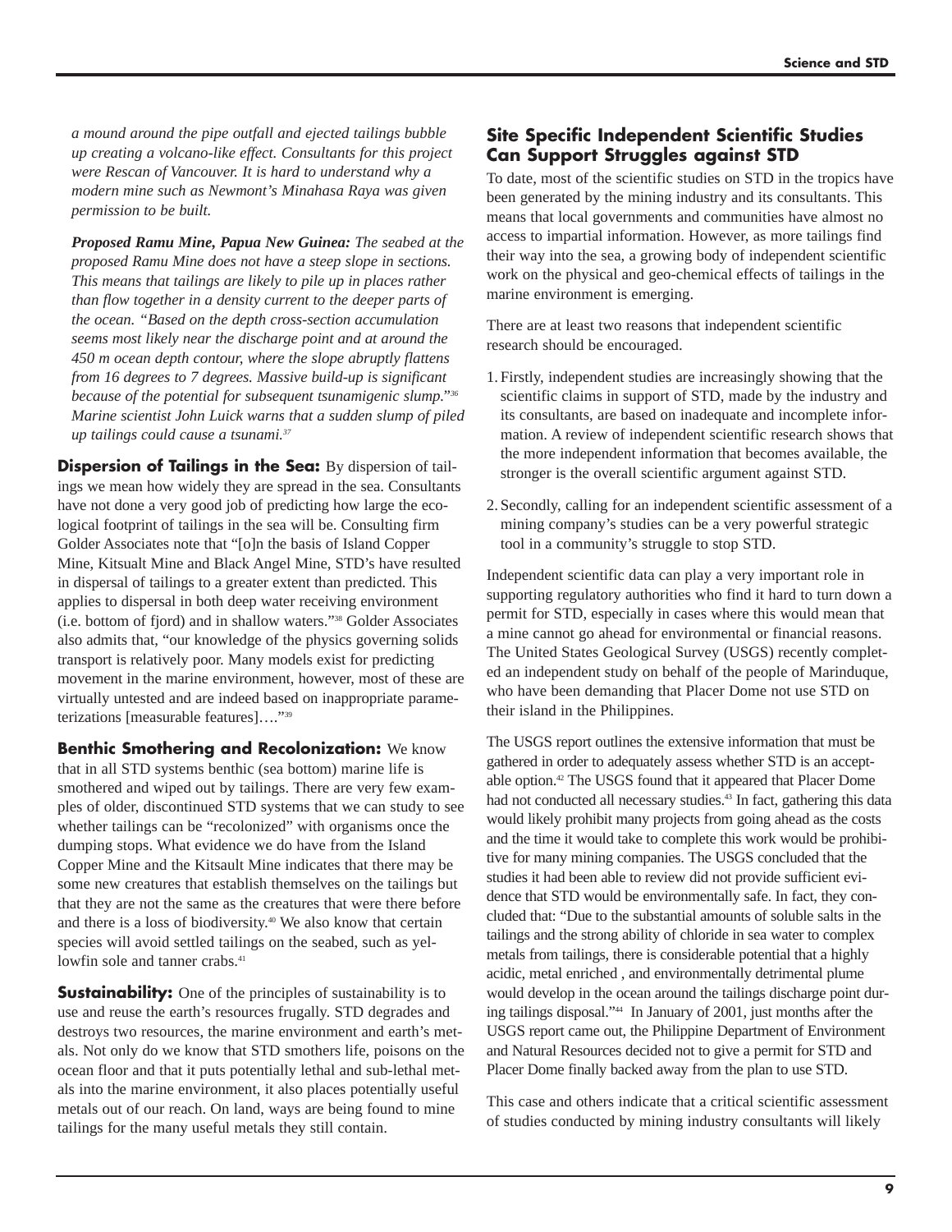*a mound around the pipe outfall and ejected tailings bubble up creating a volcano-like effect. Consultants for this project were Rescan of Vancouver. It is hard to understand why a modern mine such as Newmont's Minahasa Raya was given permission to be built.*

***Proposed Ramu Mine, Papua New Guinea:*** *The seabed at the proposed Ramu Mine does not have a steep slope in sections. This means that tailings are likely to pile up in places rather than flow together in a density current to the deeper parts of the ocean. "Based on the depth cross-section accumulation seems most likely near the discharge point and at around the 450 m ocean depth contour, where the slope abruptly flattens from 16 degrees to 7 degrees. Massive build-up is significant because of the potential for subsequent tsunamigenic slump."[36] Marine scientist John Luick warns that a sudden slump of piled up tailings could cause a tsunami.[37]*

**Dispersion of Tailings in the Sea:** By dispersion of tailings we mean how widely they are spread in the sea. Consultants have not done a very good job of predicting how large the ecological footprint of tailings in the sea will be. Consulting firm Golder Associates note that "[o]n the basis of Island Copper Mine, Kitsualt Mine and Black Angel Mine, STD's have resulted in dispersal of tailings to a greater extent than predicted. This applies to dispersal in both deep water receiving environment (i.e. bottom of fjord) and in shallow waters."[38] Golder Associates also admits that, "our knowledge of the physics governing solids transport is relatively poor. Many models exist for predicting movement in the marine environment, however, most of these are virtually untested and are indeed based on inappropriate parameterizations [measurable features]…."[39]

**Benthic Smothering and Recolonization:** We know that in all STD systems benthic (sea bottom) marine life is smothered and wiped out by tailings. There are very few examples of older, discontinued STD systems that we can study to see whether tailings can be "recolonized" with organisms once the dumping stops. What evidence we do have from the Island Copper Mine and the Kitsault Mine indicates that there may be some new creatures that establish themselves on the tailings but that they are not the same as the creatures that were there before and there is a loss of biodiversity.[40] We also know that certain species will avoid settled tailings on the seabed, such as yellowfin sole and tanner crabs.[41]

**Sustainability:** One of the principles of sustainability is to use and reuse the earth's resources frugally. STD degrades and destroys two resources, the marine environment and earth's metals. Not only do we know that STD smothers life, poisons on the ocean floor and that it puts potentially lethal and sub-lethal metals into the marine environment, it also places potentially useful metals out of our reach. On land, ways are being found to mine tailings for the many useful metals they still contain.

## Site Specific Independent Scientific Studies Can Support Struggles against STD

To date, most of the scientific studies on STD in the tropics have been generated by the mining industry and its consultants. This means that local governments and communities have almost no access to impartial information. However, as more tailings find their way into the sea, a growing body of independent scientific work on the physical and geo-chemical effects of tailings in the marine environment is emerging.

There are at least two reasons that independent scientific research should be encouraged.

1. Firstly, independent studies are increasingly showing that the scientific claims in support of STD, made by the industry and its consultants, are based on inadequate and incomplete information. A review of independent scientific research shows that the more independent information that becomes available, the stronger is the overall scientific argument against STD.
2. Secondly, calling for an independent scientific assessment of a mining company's studies can be a very powerful strategic tool in a community's struggle to stop STD.

Independent scientific data can play a very important role in supporting regulatory authorities who find it hard to turn down a permit for STD, especially in cases where this would mean that a mine cannot go ahead for environmental or financial reasons. The United States Geological Survey (USGS) recently completed an independent study on behalf of the people of Marinduque, who have been demanding that Placer Dome not use STD on their island in the Philippines.

The USGS report outlines the extensive information that must be gathered in order to adequately assess whether STD is an acceptable option.[42] The USGS found that it appeared that Placer Dome had not conducted all necessary studies.[43] In fact, gathering this data would likely prohibit many projects from going ahead as the costs and the time it would take to complete this work would be prohibitive for many mining companies. The USGS concluded that the studies it had been able to review did not provide sufficient evidence that STD would be environmentally safe. In fact, they concluded that: "Due to the substantial amounts of soluble salts in the tailings and the strong ability of chloride in sea water to complex metals from tailings, there is considerable potential that a highly acidic, metal enriched , and environmentally detrimental plume would develop in the ocean around the tailings discharge point during tailings disposal."[44] In January of 2001, just months after the USGS report came out, the Philippine Department of Environment and Natural Resources decided not to give a permit for STD and Placer Dome finally backed away from the plan to use STD.

This case and others indicate that a critical scientific assessment of studies conducted by mining industry consultants will likely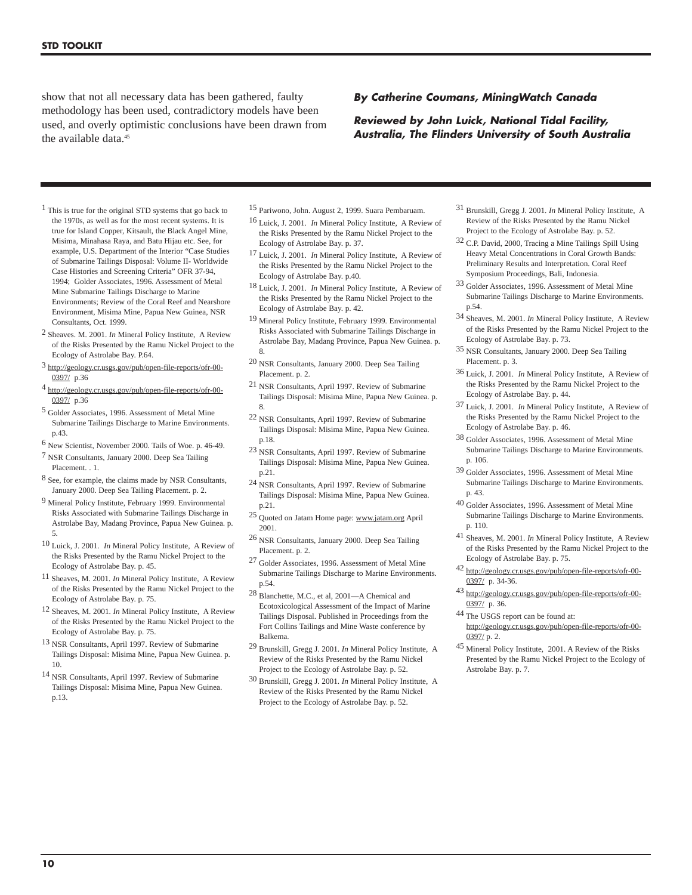show that not all necessary data has been gathered, faulty methodology has been used, contradictory models have been used, and overly optimistic conclusions have been drawn from the available data.[45]

***By Catherine Coumans, MiningWatch Canada***

***Reviewed by John Luick, National Tidal Facility, Australia, The Flinders University of South Australia***

---

[1] This is true for the original STD systems that go back to the 1970s, as well as for the most recent systems. It is true for Island Copper, Kitsault, the Black Angel Mine, Misima, Minahasa Raya, and Batu Hijau etc. See, for example, U.S. Department of the Interior "Case Studies of Submarine Tailings Disposal: Volume II- Worldwide Case Histories and Screening Criteria" OFR 37-94, 1994; Golder Associates, 1996. Assessment of Metal Mine Submarine Tailings Discharge to Marine Environments; Review of the Coral Reef and Nearshore Environment, Misima Mine, Papua New Guinea, NSR Consultants, Oct. 1999.

[2] Sheaves. M. 2001. *In* Mineral Policy Institute, A Review of the Risks Presented by the Ramu Nickel Project to the Ecology of Astrolabe Bay. P.64.

[3] http://geology.cr.usgs.gov/pub/open-file-reports/ofr-00-0397/ p.36

[4] http://geology.cr.usgs.gov/pub/open-file-reports/ofr-00-0397/ p.36

[5] Golder Associates, 1996. Assessment of Metal Mine Submarine Tailings Discharge to Marine Environments. p.43.

[6] New Scientist, November 2000. Tails of Woe. p. 46-49.

[7] NSR Consultants, January 2000. Deep Sea Tailing Placement. . 1.

[8] See, for example, the claims made by NSR Consultants, January 2000. Deep Sea Tailing Placement. p. 2.

[9] Mineral Policy Institute, February 1999. Environmental Risks Associated with Submarine Tailings Discharge in Astrolabe Bay, Madang Province, Papua New Guinea. p. 5.

[10] Luick, J. 2001. *In* Mineral Policy Institute, A Review of the Risks Presented by the Ramu Nickel Project to the Ecology of Astrolabe Bay. p. 45.

[11] Sheaves, M. 2001. *In* Mineral Policy Institute, A Review of the Risks Presented by the Ramu Nickel Project to the Ecology of Astrolabe Bay. p. 75.

[12] Sheaves, M. 2001. *In* Mineral Policy Institute, A Review of the Risks Presented by the Ramu Nickel Project to the Ecology of Astrolabe Bay. p. 75.

[13] NSR Consultants, April 1997. Review of Submarine Tailings Disposal: Misima Mine, Papua New Guinea. p. 10.

[14] NSR Consultants, April 1997. Review of Submarine Tailings Disposal: Misima Mine, Papua New Guinea. p.13.

[15] Pariwono, John. August 2, 1999. Suara Pembaruam.

[16] Luick, J. 2001. *In* Mineral Policy Institute, A Review of the Risks Presented by the Ramu Nickel Project to the Ecology of Astrolabe Bay. p. 37.

[17] Luick, J. 2001. *In* Mineral Policy Institute, A Review of the Risks Presented by the Ramu Nickel Project to the Ecology of Astrolabe Bay. p.40.

[18] Luick, J. 2001. *In* Mineral Policy Institute, A Review of the Risks Presented by the Ramu Nickel Project to the Ecology of Astrolabe Bay. p. 42.

[19] Mineral Policy Institute, February 1999. Environmental Risks Associated with Submarine Tailings Discharge in Astrolabe Bay, Madang Province, Papua New Guinea. p. 8.

[20] NSR Consultants, January 2000. Deep Sea Tailing Placement. p. 2.

[21] NSR Consultants, April 1997. Review of Submarine Tailings Disposal: Misima Mine, Papua New Guinea. p. 8.

[22] NSR Consultants, April 1997. Review of Submarine Tailings Disposal: Misima Mine, Papua New Guinea. p.18.

[23] NSR Consultants, April 1997. Review of Submarine Tailings Disposal: Misima Mine, Papua New Guinea. p.21.

[24] NSR Consultants, April 1997. Review of Submarine Tailings Disposal: Misima Mine, Papua New Guinea. p.21.

[25] Quoted on Jatam Home page: www.jatam.org April 2001.

[26] NSR Consultants, January 2000. Deep Sea Tailing Placement. p. 2.

[27] Golder Associates, 1996. Assessment of Metal Mine Submarine Tailings Discharge to Marine Environments. p.54.

[28] Blanchette, M.C., et al, 2001—A Chemical and Ecotoxicological Assessment of the Impact of Marine Tailings Disposal. Published in Proceedings from the Fort Collins Tailings and Mine Waste conference by Balkema.

[29] Brunskill, Gregg J. 2001. *In* Mineral Policy Institute, A Review of the Risks Presented by the Ramu Nickel Project to the Ecology of Astrolabe Bay. p. 52.

[30] Brunskill, Gregg J. 2001. *In* Mineral Policy Institute, A Review of the Risks Presented by the Ramu Nickel Project to the Ecology of Astrolabe Bay. p. 52.

[31] Brunskill, Gregg J. 2001. *In* Mineral Policy Institute, A Review of the Risks Presented by the Ramu Nickel Project to the Ecology of Astrolabe Bay. p. 52.

[32] C.P. David, 2000, Tracing a Mine Tailings Spill Using Heavy Metal Concentrations in Coral Growth Bands: Preliminary Results and Interpretation. Coral Reef Symposium Proceedings, Bali, Indonesia.

[33] Golder Associates, 1996. Assessment of Metal Mine Submarine Tailings Discharge to Marine Environments. p.54.

[34] Sheaves, M. 2001. *In* Mineral Policy Institute, A Review of the Risks Presented by the Ramu Nickel Project to the Ecology of Astrolabe Bay. p. 73.

[35] NSR Consultants, January 2000. Deep Sea Tailing Placement. p. 3.

[36] Luick, J. 2001. *In* Mineral Policy Institute, A Review of the Risks Presented by the Ramu Nickel Project to the Ecology of Astrolabe Bay. p. 44.

[37] Luick, J. 2001. *In* Mineral Policy Institute, A Review of the Risks Presented by the Ramu Nickel Project to the Ecology of Astrolabe Bay. p. 46.

[38] Golder Associates, 1996. Assessment of Metal Mine Submarine Tailings Discharge to Marine Environments. p. 106.

[39] Golder Associates, 1996. Assessment of Metal Mine Submarine Tailings Discharge to Marine Environments. p. 43.

[40] Golder Associates, 1996. Assessment of Metal Mine Submarine Tailings Discharge to Marine Environments. p. 110.

[41] Sheaves, M. 2001. *In* Mineral Policy Institute, A Review of the Risks Presented by the Ramu Nickel Project to the Ecology of Astrolabe Bay. p. 75.

[42] http://geology.cr.usgs.gov/pub/open-file-reports/ofr-00-0397/ p. 34-36.

[43] http://geology.cr.usgs.gov/pub/open-file-reports/ofr-00-0397/ p. 36.

[44] The USGS report can be found at: http://geology.cr.usgs.gov/pub/open-file-reports/ofr-00-0397/ p. 2.

[45] Mineral Policy Institute, 2001. A Review of the Risks Presented by the Ramu Nickel Project to the Ecology of Astrolabe Bay. p. 7.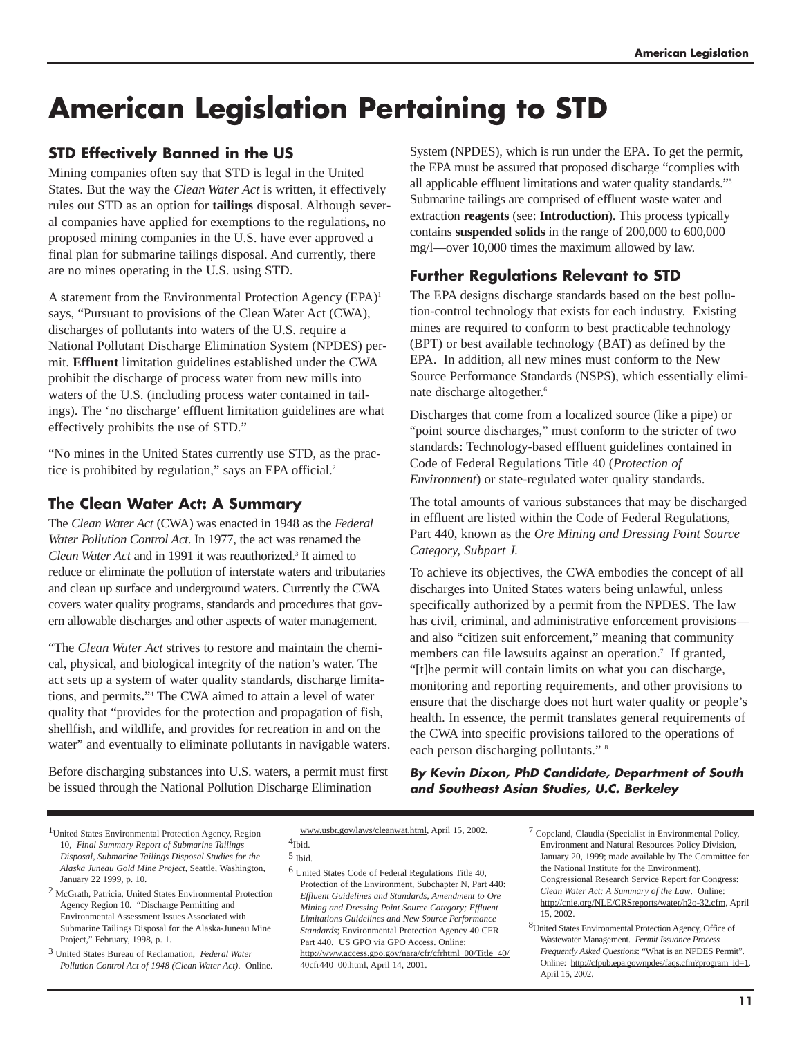# American Legislation Pertaining to STD

## STD Effectively Banned in the US

Mining companies often say that STD is legal in the United States. But the way the *Clean Water Act* is written, it effectively rules out STD as an option for **tailings** disposal. Although several companies have applied for exemptions to the regulations**,** no proposed mining companies in the U.S. have ever approved a final plan for submarine tailings disposal. And currently, there are no mines operating in the U.S. using STD.

A statement from the Environmental Protection Agency (EPA)[1] says, "Pursuant to provisions of the Clean Water Act (CWA), discharges of pollutants into waters of the U.S. require a National Pollutant Discharge Elimination System (NPDES) permit. **Effluent** limitation guidelines established under the CWA prohibit the discharge of process water from new mills into waters of the U.S. (including process water contained in tailings). The 'no discharge' effluent limitation guidelines are what effectively prohibits the use of STD."

"No mines in the United States currently use STD, as the practice is prohibited by regulation," says an EPA official.[2]

## The Clean Water Act: A Summary

The *Clean Water Act* (CWA) was enacted in 1948 as the *Federal Water Pollution Control Act*. In 1977, the act was renamed the *Clean Water Act* and in 1991 it was reauthorized.[3] It aimed to reduce or eliminate the pollution of interstate waters and tributaries and clean up surface and underground waters. Currently the CWA covers water quality programs, standards and procedures that govern allowable discharges and other aspects of water management.

"The *Clean Water Act* strives to restore and maintain the chemical, physical, and biological integrity of the nation's water. The act sets up a system of water quality standards, discharge limitations, and permits**.**"[4] The CWA aimed to attain a level of water quality that "provides for the protection and propagation of fish, shellfish, and wildlife, and provides for recreation in and on the water" and eventually to eliminate pollutants in navigable waters.

Before discharging substances into U.S. waters, a permit must first be issued through the National Pollution Discharge Elimination System (NPDES), which is run under the EPA. To get the permit, the EPA must be assured that proposed discharge "complies with all applicable effluent limitations and water quality standards."[5] Submarine tailings are comprised of effluent waste water and extraction **reagents** (see: **Introduction**). This process typically contains **suspended solids** in the range of 200,000 to 600,000 mg/l—over 10,000 times the maximum allowed by law.

## Further Regulations Relevant to STD

The EPA designs discharge standards based on the best pollution-control technology that exists for each industry. Existing mines are required to conform to best practicable technology (BPT) or best available technology (BAT) as defined by the EPA. In addition, all new mines must conform to the New Source Performance Standards (NSPS), which essentially eliminate discharge altogether.[6]

Discharges that come from a localized source (like a pipe) or "point source discharges," must conform to the stricter of two standards: Technology-based effluent guidelines contained in Code of Federal Regulations Title 40 (*Protection of Environment*) or state-regulated water quality standards.

The total amounts of various substances that may be discharged in effluent are listed within the Code of Federal Regulations, Part 440, known as the *Ore Mining and Dressing Point Source Category, Subpart J.*

To achieve its objectives, the CWA embodies the concept of all discharges into United States waters being unlawful, unless specifically authorized by a permit from the NPDES. The law has civil, criminal, and administrative enforcement provisions—and also "citizen suit enforcement," meaning that community members can file lawsuits against an operation.[7] If granted, "[t]he permit will contain limits on what you can discharge, monitoring and reporting requirements, and other provisions to ensure that the discharge does not hurt water quality or people's health. In essence, the permit translates general requirements of the CWA into specific provisions tailored to the operations of each person discharging pollutants." [8]

***By Kevin Dixon, PhD Candidate, Department of South and Southeast Asian Studies, U.C. Berkeley***

---

[1] United States Environmental Protection Agency, Region 10, *Final Summary Report of Submarine Tailings Disposal, Submarine Tailings Disposal Studies for the Alaska Juneau Gold Mine Project*, Seattle, Washington, January 22 1999, p. 10.

[2] McGrath, Patricia, United States Environmental Protection Agency Region 10. "Discharge Permitting and Environmental Assessment Issues Associated with Submarine Tailings Disposal for the Alaska-Juneau Mine Project," February, 1998, p. 1.

[3] United States Bureau of Reclamation, *Federal Water Pollution Control Act of 1948 (Clean Water Act)*. Online. www.usbr.gov/laws/cleanwat.html, April 15, 2002.

[4] Ibid.

[5] Ibid.

[6] United States Code of Federal Regulations Title 40, Protection of the Environment, Subchapter N, Part 440: *Effluent Guidelines and Standards, Amendment to Ore Mining and Dressing Point Source Category; Effluent Limitations Guidelines and New Source Performance Standards*; Environmental Protection Agency 40 CFR Part 440. US GPO via GPO Access. Online: http://www.access.gpo.gov/nara/cfr/cfrhtml_00/Title_40/40cfr440_00.html, April 14, 2001.

[7] Copeland, Claudia (Specialist in Environmental Policy, Environment and Natural Resources Policy Division, January 20, 1999; made available by The Committee for the National Institute for the Environment). Congressional Research Service Report for Congress: *Clean Water Act: A Summary of the Law*. Online: http://cnie.org/NLE/CRSreports/water/h2o-32.cfm, April 15, 2002.

[8] United States Environmental Protection Agency, Office of Wastewater Management. *Permit Issuance Process Frequently Asked Questions*: "What is an NPDES Permit". Online: http://cfpub.epa.gov/npdes/faqs.cfm?program_id=1, April 15, 2002.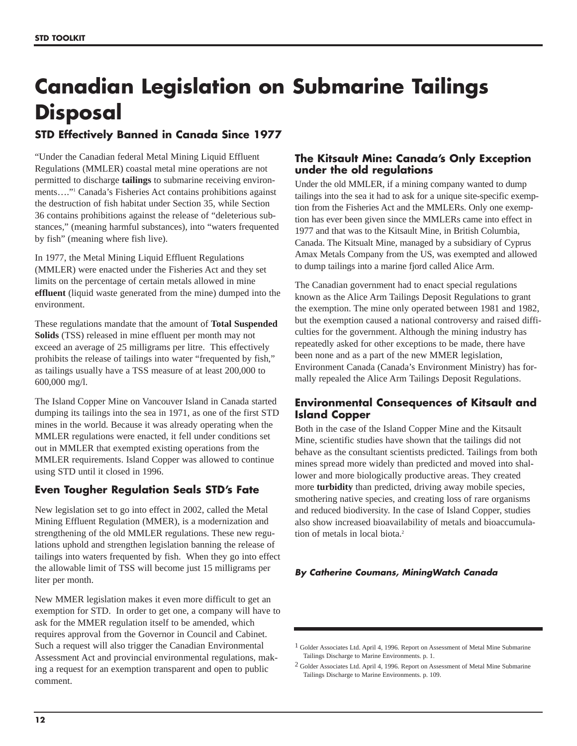# Canadian Legislation on Submarine Tailings Disposal

## STD Effectively Banned in Canada Since 1977

"Under the Canadian federal Metal Mining Liquid Effluent Regulations (MMLER) coastal metal mine operations are not permitted to discharge **tailings** to submarine receiving environments…."[1] Canada's Fisheries Act contains prohibitions against the destruction of fish habitat under Section 35, while Section 36 contains prohibitions against the release of "deleterious substances," (meaning harmful substances), into "waters frequented by fish" (meaning where fish live).

In 1977, the Metal Mining Liquid Effluent Regulations (MMLER) were enacted under the Fisheries Act and they set limits on the percentage of certain metals allowed in mine **effluent** (liquid waste generated from the mine) dumped into the environment.

These regulations mandate that the amount of **Total Suspended Solids** (TSS) released in mine effluent per month may not exceed an average of 25 milligrams per litre. This effectively prohibits the release of tailings into water "frequented by fish," as tailings usually have a TSS measure of at least 200,000 to 600,000 mg/l.

The Island Copper Mine on Vancouver Island in Canada started dumping its tailings into the sea in 1971, as one of the first STD mines in the world. Because it was already operating when the MMLER regulations were enacted, it fell under conditions set out in MMLER that exempted existing operations from the MMLER requirements. Island Copper was allowed to continue using STD until it closed in 1996.

### Even Tougher Regulation Seals STD's Fate

New legislation set to go into effect in 2002, called the Metal Mining Effluent Regulation (MMER), is a modernization and strengthening of the old MMLER regulations. These new regulations uphold and strengthen legislation banning the release of tailings into waters frequented by fish. When they go into effect the allowable limit of TSS will become just 15 milligrams per liter per month.

New MMER legislation makes it even more difficult to get an exemption for STD. In order to get one, a company will have to ask for the MMER regulation itself to be amended, which requires approval from the Governor in Council and Cabinet. Such a request will also trigger the Canadian Environmental Assessment Act and provincial environmental regulations, making a request for an exemption transparent and open to public comment.

### The Kitsault Mine: Canada's Only Exception under the old regulations

Under the old MMLER, if a mining company wanted to dump tailings into the sea it had to ask for a unique site-specific exemption from the Fisheries Act and the MMLERs. Only one exemption has ever been given since the MMLERs came into effect in 1977 and that was to the Kitsault Mine, in British Columbia, Canada. The Kitsualt Mine, managed by a subsidiary of Cyprus Amax Metals Company from the US, was exempted and allowed to dump tailings into a marine fjord called Alice Arm.

The Canadian government had to enact special regulations known as the Alice Arm Tailings Deposit Regulations to grant the exemption. The mine only operated between 1981 and 1982, but the exemption caused a national controversy and raised difficulties for the government. Although the mining industry has repeatedly asked for other exceptions to be made, there have been none and as a part of the new MMER legislation, Environment Canada (Canada's Environment Ministry) has formally repealed the Alice Arm Tailings Deposit Regulations.

### Environmental Consequences of Kitsault and Island Copper

Both in the case of the Island Copper Mine and the Kitsault Mine, scientific studies have shown that the tailings did not behave as the consultant scientists predicted. Tailings from both mines spread more widely than predicted and moved into shallower and more biologically productive areas. They created more **turbidity** than predicted, driving away mobile species, smothering native species, and creating loss of rare organisms and reduced biodiversity. In the case of Island Copper, studies also show increased bioavailability of metals and bioaccumulation of metals in local biota.[2]

***By Catherine Coumans, MiningWatch Canada***

---

[1] Golder Associates Ltd. April 4, 1996. Report on Assessment of Metal Mine Submarine Tailings Discharge to Marine Environments. p. 1.

[2] Golder Associates Ltd. April 4, 1996. Report on Assessment of Metal Mine Submarine Tailings Discharge to Marine Environments. p. 109.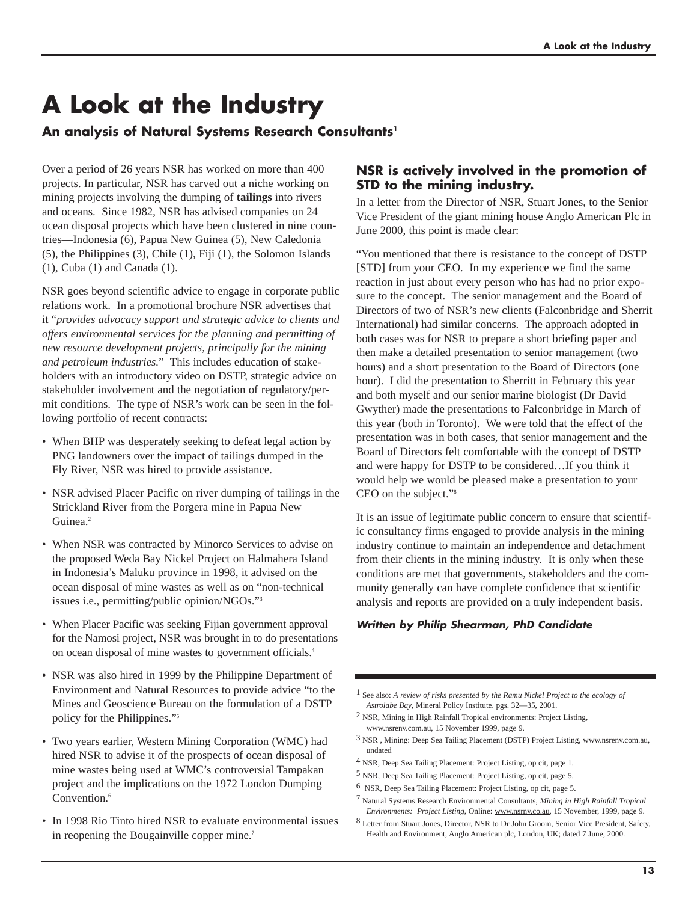# A Look at the Industry

### An analysis of Natural Systems Research Consultants[1]

Over a period of 26 years NSR has worked on more than 400 projects. In particular, NSR has carved out a niche working on mining projects involving the dumping of **tailings** into rivers and oceans. Since 1982, NSR has advised companies on 24 ocean disposal projects which have been clustered in nine countries—Indonesia (6), Papua New Guinea (5), New Caledonia (5), the Philippines (3), Chile (1), Fiji (1), the Solomon Islands (1), Cuba (1) and Canada (1).

NSR goes beyond scientific advice to engage in corporate public relations work. In a promotional brochure NSR advertises that it "*provides advocacy support and strategic advice to clients and offers environmental services for the planning and permitting of new resource development projects, principally for the mining and petroleum industries.*" This includes education of stakeholders with an introductory video on DSTP, strategic advice on stakeholder involvement and the negotiation of regulatory/permit conditions. The type of NSR's work can be seen in the following portfolio of recent contracts:

- When BHP was desperately seeking to defeat legal action by PNG landowners over the impact of tailings dumped in the Fly River, NSR was hired to provide assistance.
- NSR advised Placer Pacific on river dumping of tailings in the Strickland River from the Porgera mine in Papua New Guinea.[2]
- When NSR was contracted by Minorco Services to advise on the proposed Weda Bay Nickel Project on Halmahera Island in Indonesia's Maluku province in 1998, it advised on the ocean disposal of mine wastes as well as on "non-technical issues i.e., permitting/public opinion/NGOs."[3]
- When Placer Pacific was seeking Fijian government approval for the Namosi project, NSR was brought in to do presentations on ocean disposal of mine wastes to government officials.[4]
- NSR was also hired in 1999 by the Philippine Department of Environment and Natural Resources to provide advice "to the Mines and Geoscience Bureau on the formulation of a DSTP policy for the Philippines."[5]
- Two years earlier, Western Mining Corporation (WMC) had hired NSR to advise it of the prospects of ocean disposal of mine wastes being used at WMC's controversial Tampakan project and the implications on the 1972 London Dumping Convention.[6]
- In 1998 Rio Tinto hired NSR to evaluate environmental issues in reopening the Bougainville copper mine.[7]

### NSR is actively involved in the promotion of STD to the mining industry.

In a letter from the Director of NSR, Stuart Jones, to the Senior Vice President of the giant mining house Anglo American Plc in June 2000, this point is made clear:

"You mentioned that there is resistance to the concept of DSTP [STD] from your CEO. In my experience we find the same reaction in just about every person who has had no prior exposure to the concept. The senior management and the Board of Directors of two of NSR's new clients (Falconbridge and Sherrit International) had similar concerns. The approach adopted in both cases was for NSR to prepare a short briefing paper and then make a detailed presentation to senior management (two hours) and a short presentation to the Board of Directors (one hour). I did the presentation to Sherritt in February this year and both myself and our senior marine biologist (Dr David Gwyther) made the presentations to Falconbridge in March of this year (both in Toronto). We were told that the effect of the presentation was in both cases, that senior management and the Board of Directors felt comfortable with the concept of DSTP and were happy for DSTP to be considered…If you think it would help we would be pleased make a presentation to your CEO on the subject."[8]

It is an issue of legitimate public concern to ensure that scientific consultancy firms engaged to provide analysis in the mining industry continue to maintain an independence and detachment from their clients in the mining industry. It is only when these conditions are met that governments, stakeholders and the community generally can have complete confidence that scientific analysis and reports are provided on a truly independent basis.

***Written by Philip Shearman, PhD Candidate***

---

1 See also: *A review of risks presented by the Ramu Nickel Project to the ecology of Astrolabe Bay*, Mineral Policy Institute. pgs. 32—35, 2001.

2 NSR, Mining in High Rainfall Tropical environments: Project Listing, www.nsrenv.com.au, 15 November 1999, page 9.

3 NSR , Mining: Deep Sea Tailing Placement (DSTP) Project Listing, www.nsrenv.com.au, undated

4 NSR, Deep Sea Tailing Placement: Project Listing, op cit, page 1.

5 NSR, Deep Sea Tailing Placement: Project Listing, op cit, page 5.

6 NSR, Deep Sea Tailing Placement: Project Listing, op cit, page 5.

7 Natural Systems Research Environmental Consultants, *Mining in High Rainfall Tropical Environments: Project Listing*, Online: www.nsrnv.co.au, 15 November, 1999, page 9.

8 Letter from Stuart Jones, Director, NSR to Dr John Groom, Senior Vice President, Safety, Health and Environment, Anglo American plc, London, UK; dated 7 June, 2000.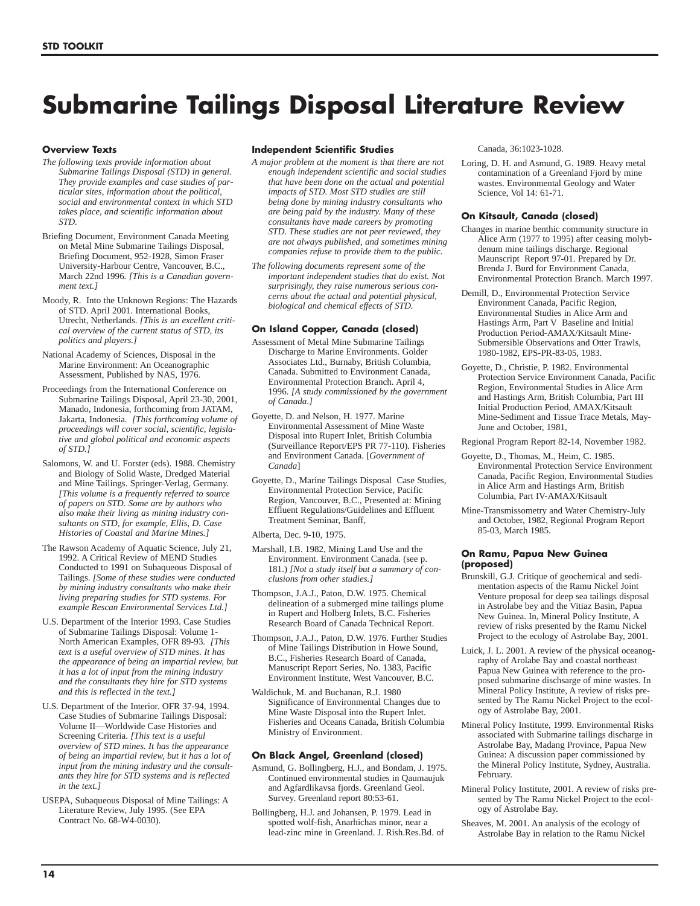# Submarine Tailings Disposal Literature Review

### Overview Texts

*The following texts provide information about Submarine Tailings Disposal (STD) in general. They provide examples and case studies of particular sites, information about the political, social and environmental context in which STD takes place, and scientific information about STD.*

Briefing Document, Environment Canada Meeting on Metal Mine Submarine Tailings Disposal, Briefing Document, 952-1928, Simon Fraser University-Harbour Centre, Vancouver, B.C., March 22nd 1996. *[This is a Canadian government text.]*

Moody, R. Into the Unknown Regions: The Hazards of STD. April 2001. International Books, Utrecht, Netherlands. *[This is an excellent critical overview of the current status of STD, its politics and players.]*

National Academy of Sciences, Disposal in the Marine Environment: An Oceanographic Assessment, Published by NAS, 1976.

Proceedings from the International Conference on Submarine Tailings Disposal, April 23-30, 2001, Manado, Indonesia, forthcoming from JATAM, Jakarta, Indonesia. *[This forthcoming volume of proceedings will cover social, scientific, legislative and global political and economic aspects of STD.]*

Salomons, W. and U. Forster (eds). 1988. Chemistry and Biology of Solid Waste, Dredged Material and Mine Tailings. Springer-Verlag, Germany. *[This volume is a frequently referred to source of papers on STD. Some are by authors who also make their living as mining industry consultants on STD, for example, Ellis, D. Case Histories of Coastal and Marine Mines.]*

The Rawson Academy of Aquatic Science, July 21, 1992. A Critical Review of MEND Studies Conducted to 1991 on Subaqueous Disposal of Tailings. *[Some of these studies were conducted by mining industry consultants who make their living preparing studies for STD systems. For example Rescan Environmental Services Ltd.]*

U.S. Department of the Interior 1993. Case Studies of Submarine Tailings Disposal: Volume 1-North American Examples, OFR 89-93. *[This text is a useful overview of STD mines. It has the appearance of being an impartial review, but it has a lot of input from the mining industry and the consultants they hire for STD systems and this is reflected in the text.]*

U.S. Department of the Interior. OFR 37-94, 1994. Case Studies of Submarine Tailings Disposal: Volume II—Worldwide Case Histories and Screening Criteria. *[This text is a useful overview of STD mines. It has the appearance of being an impartial review, but it has a lot of input from the mining industry and the consultants they hire for STD systems and is reflected in the text.]*

USEPA, Subaqueous Disposal of Mine Tailings: A Literature Review, July 1995. (See EPA Contract No. 68-W4-0030).

### Independent Scientific Studies

*A major problem at the moment is that there are not enough independent scientific and social studies that have been done on the actual and potential impacts of STD. Most STD studies are still being done by mining industry consultants who are being paid by the industry. Many of these consultants have made careers by promoting STD. These studies are not peer reviewed, they are not always published, and sometimes mining companies refuse to provide them to the public.*

*The following documents represent some of the important independent studies that do exist. Not surprisingly, they raise numerous serious concerns about the actual and potential physical, biological and chemical effects of STD.*

### On Island Copper, Canada (closed)

Assessment of Metal Mine Submarine Tailings Discharge to Marine Environments. Golder Associates Ltd., Burnaby, British Columbia, Canada. Submitted to Environment Canada, Environmental Protection Branch. April 4, 1996. *[A study commissioned by the government of Canada.]*

Goyette, D. and Nelson, H. 1977. Marine Environmental Assessment of Mine Waste Disposal into Rupert Inlet, British Columbia (Surveillance Report/EPS PR 77-110). Fisheries and Environment Canada. [*Government of Canada*]

Goyette, D., Marine Tailings Disposal Case Studies, Environmental Protection Service, Pacific Region, Vancouver, B.C., Presented at: Mining Effluent Regulations/Guidelines and Effluent Treatment Seminar, Banff,

Alberta, Dec. 9-10, 1975.

Marshall, I.B. 1982, Mining Land Use and the Environment. Environment Canada. (see p. 181.) *[Not a study itself but a summary of conclusions from other studies.]*

Thompson, J.A.J., Paton, D.W. 1975. Chemical delineation of a submerged mine tailings plume in Rupert and Holberg Inlets, B.C. Fisheries Research Board of Canada Technical Report.

Thompson, J.A.J., Paton, D.W. 1976. Further Studies of Mine Tailings Distribution in Howe Sound, B.C., Fisheries Research Board of Canada, Manuscript Report Series, No. 1383, Pacific Environment Institute, West Vancouver, B.C.

Waldichuk, M. and Buchanan, R.J. 1980 Significance of Environmental Changes due to Mine Waste Disposal into the Rupert Inlet. Fisheries and Oceans Canada, British Columbia Ministry of Environment.

### On Black Angel, Greenland (closed)

Asmund, G. Bollingberg, H.J., and Bondam, J. 1975. Continued environmental studies in Qaumaujuk and Agfardlikavsa fjords. Greenland Geol. Survey. Greenland report 80:53-61.

Bollingberg, H.J. and Johansen, P. 1979. Lead in spotted wolf-fish, Anarhichas minor, near a lead-zinc mine in Greenland. J. Rish.Res.Bd. of Canada, 36:1023-1028.

Loring, D. H. and Asmund, G. 1989. Heavy metal contamination of a Greenland Fjord by mine wastes. Environmental Geology and Water Science, Vol 14: 61-71.

### On Kitsault, Canada (closed)

Changes in marine benthic community structure in Alice Arm (1977 to 1995) after ceasing molybdenum mine tailings discharge. Regional Maunscript Report 97-01. Prepared by Dr. Brenda J. Burd for Environment Canada, Environmental Protection Branch. March 1997.

Demill, D., Environmental Protection Service Environment Canada, Pacific Region, Environmental Studies in Alice Arm and Hastings Arm, Part V Baseline and Initial Production Period-AMAX/Kitsault Mine-Submersible Observations and Otter Trawls, 1980-1982, EPS-PR-83-05, 1983.

Goyette, D., Christie, P. 1982. Environmental Protection Service Environment Canada, Pacific Region, Environmental Studies in Alice Arm and Hastings Arm, British Columbia, Part III Initial Production Period, AMAX/Kitsault Mine-Sediment and Tissue Trace Metals, May-June and October, 1981,

Regional Program Report 82-14, November 1982.

Goyette, D., Thomas, M., Heim, C. 1985. Environmental Protection Service Environment Canada, Pacific Region, Environmental Studies in Alice Arm and Hastings Arm, British Columbia, Part IV-AMAX/Kitsault

Mine-Transmissometry and Water Chemistry-July and October, 1982, Regional Program Report 85-03, March 1985.

### On Ramu, Papua New Guinea (proposed)

Brunskill, G.J. Critique of geochemical and sedimentation aspects of the Ramu Nickel Joint Venture proposal for deep sea tailings disposal in Astrolabe bey and the Vitiaz Basin, Papua New Guinea. In, Mineral Policy Institute, A review of risks presented by the Ramu Nickel Project to the ecology of Astrolabe Bay, 2001.

Luick, J. L. 2001. A review of the physical oceanography of Arolabe Bay and coastal northeast Papua New Guinea with reference to the proposed submarine dischsarge of mine wastes. In Mineral Policy Institute, A review of risks presented by The Ramu Nickel Project to the ecology of Astrolabe Bay, 2001.

Mineral Policy Institute, 1999. Environmental Risks associated with Submarine tailings discharge in Astrolabe Bay, Madang Province, Papua New Guinea: A discussion paper commissioned by the Mineral Policy Institute, Sydney, Australia. February.

Mineral Policy Institute, 2001. A review of risks presented by The Ramu Nickel Project to the ecology of Astrolabe Bay.

Sheaves, M. 2001. An analysis of the ecology of Astrolabe Bay in relation to the Ramu Nickel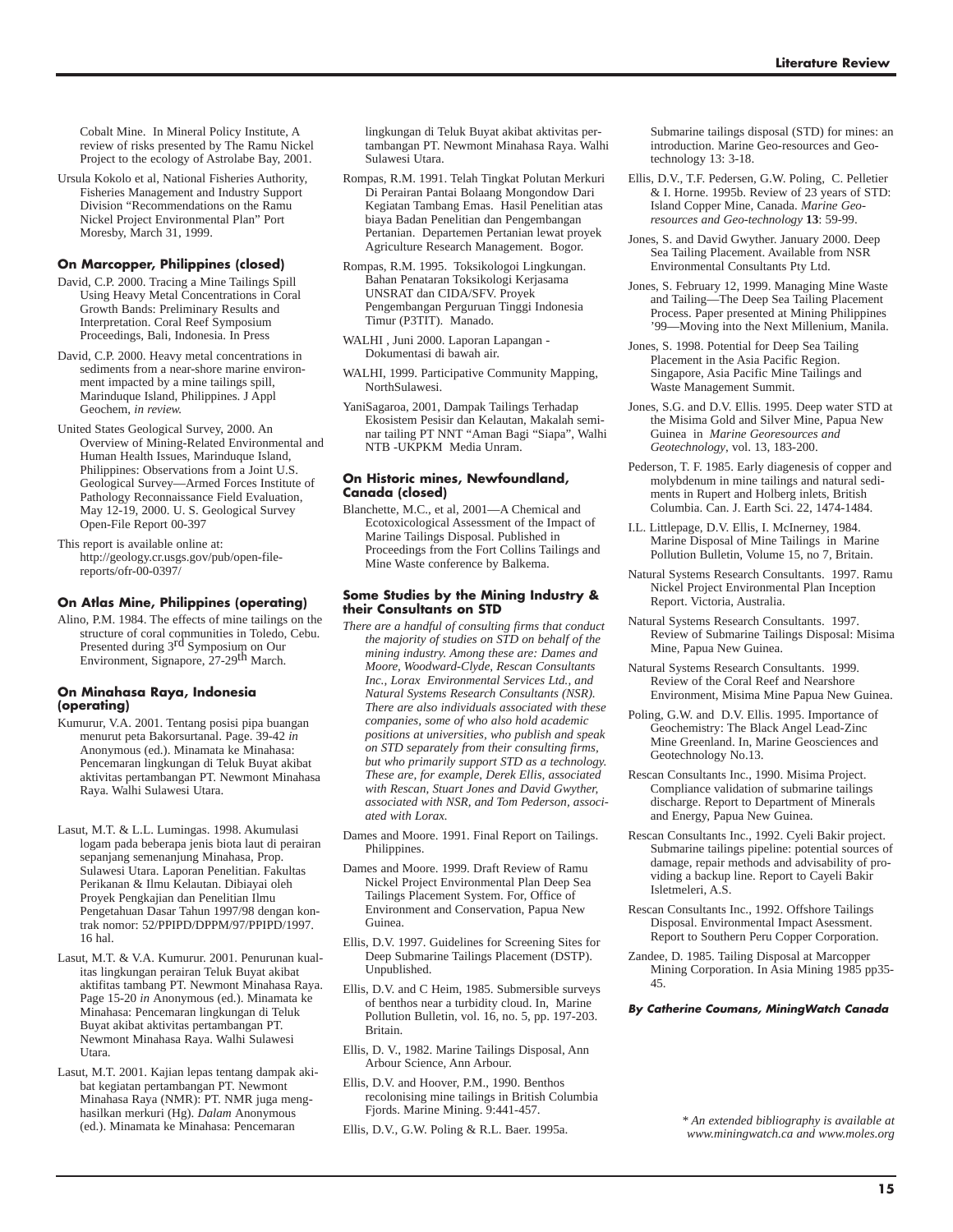Cobalt Mine. In Mineral Policy Institute, A review of risks presented by The Ramu Nickel Project to the ecology of Astrolabe Bay, 2001.

Ursula Kokolo et al, National Fisheries Authority, Fisheries Management and Industry Support Division "Recommendations on the Ramu Nickel Project Environmental Plan" Port Moresby, March 31, 1999.

#### On Marcopper, Philippines (closed)

David, C.P. 2000. Tracing a Mine Tailings Spill Using Heavy Metal Concentrations in Coral Growth Bands: Preliminary Results and Interpretation. Coral Reef Symposium Proceedings, Bali, Indonesia. In Press

David, C.P. 2000. Heavy metal concentrations in sediments from a near-shore marine environment impacted by a mine tailings spill, Marinduque Island, Philippines. J Appl Geochem, *in review.*

United States Geological Survey, 2000. An Overview of Mining-Related Environmental and Human Health Issues, Marinduque Island, Philippines: Observations from a Joint U.S. Geological Survey—Armed Forces Institute of Pathology Reconnaissance Field Evaluation, May 12-19, 2000. U. S. Geological Survey Open-File Report 00-397

This report is available online at: http://geology.cr.usgs.gov/pub/open-file-reports/ofr-00-0397/

#### On Atlas Mine, Philippines (operating)

Alino, P.M. 1984. The effects of mine tailings on the structure of coral communities in Toledo, Cebu. Presented during 3rd Symposium on Our Environment, Signapore, 27-29th March.

#### On Minahasa Raya, Indonesia (operating)

Kumurur, V.A. 2001. Tentang posisi pipa buangan menurut peta Bakorsurtanal. Page. 39-42 *in* Anonymous (ed.). Minamata ke Minahasa: Pencemaran lingkungan di Teluk Buyat akibat aktivitas pertambangan PT. Newmont Minahasa Raya. Walhi Sulawesi Utara.

Lasut, M.T. & L.L. Lumingas. 1998. Akumulasi logam pada beberapa jenis biota laut di perairan sepanjang semenanjung Minahasa, Prop. Sulawesi Utara. Laporan Penelitian. Fakultas Perikanan & Ilmu Kelautan. Dibiayai oleh Proyek Pengkajian dan Penelitian Ilmu Pengetahuan Dasar Tahun 1997/98 dengan kontrak nomor: 52/PPIPD/DPPM/97/PPIPD/1997. 16 hal.

Lasut, M.T. & V.A. Kumurur. 2001. Penurunan kualitas lingkungan perairan Teluk Buyat akibat aktifitas tambang PT. Newmont Minahasa Raya. Page 15-20 *in* Anonymous (ed.). Minamata ke Minahasa: Pencemaran lingkungan di Teluk Buyat akibat aktivitas pertambangan PT. Newmont Minahasa Raya. Walhi Sulawesi Utara.

Lasut, M.T. 2001. Kajian lepas tentang dampak akibat kegiatan pertambangan PT. Newmont Minahasa Raya (NMR): PT. NMR juga menghasilkan merkuri (Hg). *Dalam* Anonymous (ed.). Minamata ke Minahasa: Pencemaran lingkungan di Teluk Buyat akibat aktivitas pertambangan PT. Newmont Minahasa Raya. Walhi Sulawesi Utara.

Rompas, R.M. 1991. Telah Tingkat Polutan Merkuri Di Perairan Pantai Bolaang Mongondow Dari Kegiatan Tambang Emas. Hasil Penelitian atas biaya Badan Penelitian dan Pengembangan Pertanian. Departemen Pertanian lewat proyek Agriculture Research Management. Bogor.

Rompas, R.M. 1995. Toksikologoi Lingkungan. Bahan Penataran Toksikologi Kerjasama UNSRAT dan CIDA/SFV. Proyek Pengembangan Perguruan Tinggi Indonesia Timur (P3TIT). Manado.

WALHI , Juni 2000. Laporan Lapangan - Dokumentasi di bawah air.

WALHI, 1999. Participative Community Mapping, NorthSulawesi.

YaniSagaroa, 2001, Dampak Tailings Terhadap Ekosistem Pesisir dan Kelautan, Makalah seminar tailing PT NNT "Aman Bagi "Siapa", Walhi NTB -UKPKM Media Unram.

#### On Historic mines, Newfoundland, Canada (closed)

Blanchette, M.C., et al, 2001—A Chemical and Ecotoxicological Assessment of the Impact of Marine Tailings Disposal. Published in Proceedings from the Fort Collins Tailings and Mine Waste conference by Balkema.

#### Some Studies by the Mining Industry & their Consultants on STD

*There are a handful of consulting firms that conduct the majority of studies on STD on behalf of the mining industry. Among these are: Dames and Moore, Woodward-Clyde, Rescan Consultants Inc., Lorax Environmental Services Ltd., and Natural Systems Research Consultants (NSR). There are also individuals associated with these companies, some of who also hold academic positions at universities, who publish and speak on STD separately from their consulting firms, but who primarily support STD as a technology. These are, for example, Derek Ellis, associated with Rescan, Stuart Jones and David Gwyther, associated with NSR, and Tom Pederson, associated with Lorax.*

Dames and Moore. 1991. Final Report on Tailings. Philippines.

Dames and Moore. 1999. Draft Review of Ramu Nickel Project Environmental Plan Deep Sea Tailings Placement System. For, Office of Environment and Conservation, Papua New Guinea.

Ellis, D.V. 1997. Guidelines for Screening Sites for Deep Submarine Tailings Placement (DSTP). Unpublished.

Ellis, D.V. and C Heim, 1985. Submersible surveys of benthos near a turbidity cloud. In, Marine Pollution Bulletin, vol. 16, no. 5, pp. 197-203. Britain.

Ellis, D. V., 1982. Marine Tailings Disposal, Ann Arbour Science, Ann Arbour.

Ellis, D.V. and Hoover, P.M., 1990. Benthos recolonising mine tailings in British Columbia Fjords. Marine Mining. 9:441-457.

Ellis, D.V., G.W. Poling & R.L. Baer. 1995a. Submarine tailings disposal (STD) for mines: an introduction. Marine Geo-resources and Geotechnology 13: 3-18.

Ellis, D.V., T.F. Pedersen, G.W. Poling, C. Pelletier & I. Horne. 1995b. Review of 23 years of STD: Island Copper Mine, Canada. *Marine Georesources and Geo-technology* **13**: 59-99.

Jones, S. and David Gwyther. January 2000. Deep Sea Tailing Placement. Available from NSR Environmental Consultants Pty Ltd.

Jones, S. February 12, 1999. Managing Mine Waste and Tailing—The Deep Sea Tailing Placement Process. Paper presented at Mining Philippines '99—Moving into the Next Millenium, Manila.

Jones, S. 1998. Potential for Deep Sea Tailing Placement in the Asia Pacific Region. Singapore, Asia Pacific Mine Tailings and Waste Management Summit.

Jones, S.G. and D.V. Ellis. 1995. Deep water STD at the Misima Gold and Silver Mine, Papua New Guinea in *Marine Georesources and Geotechnology*, vol. 13, 183-200.

Pederson, T. F. 1985. Early diagenesis of copper and molybdenum in mine tailings and natural sediments in Rupert and Holberg inlets, British Columbia. Can. J. Earth Sci. 22, 1474-1484.

I.L. Littlepage, D.V. Ellis, I. McInerney, 1984. Marine Disposal of Mine Tailings in Marine Pollution Bulletin, Volume 15, no 7, Britain.

Natural Systems Research Consultants. 1997. Ramu Nickel Project Environmental Plan Inception Report. Victoria, Australia.

Natural Systems Research Consultants. 1997. Review of Submarine Tailings Disposal: Misima Mine, Papua New Guinea.

Natural Systems Research Consultants. 1999. Review of the Coral Reef and Nearshore Environment, Misima Mine Papua New Guinea.

Poling, G.W. and D.V. Ellis. 1995. Importance of Geochemistry: The Black Angel Lead-Zinc Mine Greenland. In, Marine Geosciences and Geotechnology No.13.

Rescan Consultants Inc., 1990. Misima Project. Compliance validation of submarine tailings discharge. Report to Department of Minerals and Energy, Papua New Guinea.

Rescan Consultants Inc., 1992. Cyeli Bakir project. Submarine tailings pipeline: potential sources of damage, repair methods and advisability of providing a backup line. Report to Cayeli Bakir Isletmeleri, A.S.

Rescan Consultants Inc., 1992. Offshore Tailings Disposal. Environmental Impact Asessment. Report to Southern Peru Copper Corporation.

Zandee, D. 1985. Tailing Disposal at Marcopper Mining Corporation. In Asia Mining 1985 pp35-45.

***By Catherine Coumans, MiningWatch Canada***

*\* An extended bibliography is available at www.miningwatch.ca and www.moles.org*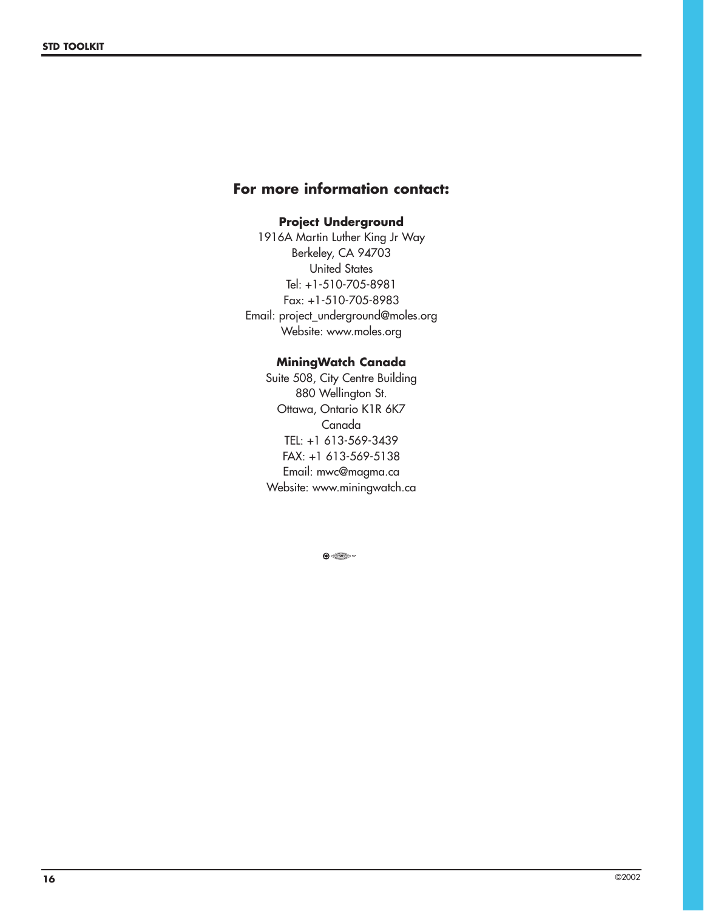## For more information contact:

**Project Underground**
1916A Martin Luther King Jr Way
Berkeley, CA 94703
United States
Tel: +1-510-705-8981
Fax: +1-510-705-8983
Email: project_underground@moles.org
Website: www.moles.org

**MiningWatch Canada**
Suite 508, City Centre Building
880 Wellington St.
Ottawa, Ontario K1R 6K7
Canada
TEL: +1 613-569-3439
FAX: +1 613-569-5138
Email: mwc@magma.ca
Website: www.miningwatch.ca

©2002